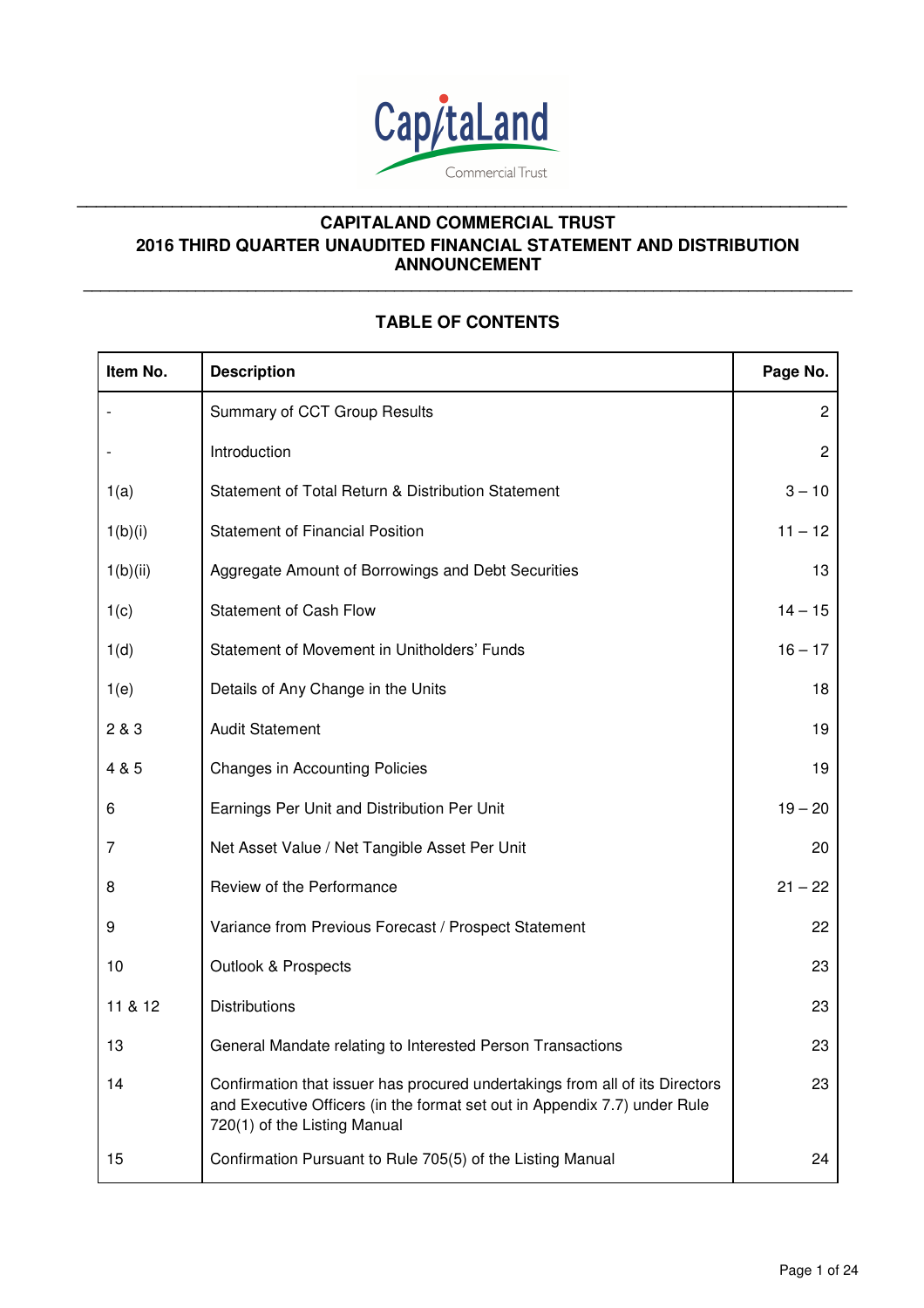# CAPITALAND COMMERCIAL TRUST
## 2016 THIRD QUARTER UNAUDITED FINANCIAL STATEMENT AND DISTRIBUTION ANNOUNCEMENT

### TABLE OF CONTENTS

| Item No. | Description | Page No. |
|---|---|---|
| - | Summary of CCT Group Results | 2 |
| - | Introduction | 2 |
| 1(a) | Statement of Total Return & Distribution Statement | 3 – 10 |
| 1(b)(i) | Statement of Financial Position | 11 – 12 |
| 1(b)(ii) | Aggregate Amount of Borrowings and Debt Securities | 13 |
| 1(c) | Statement of Cash Flow | 14 – 15 |
| 1(d) | Statement of Movement in Unitholders' Funds | 16 – 17 |
| 1(e) | Details of Any Change in the Units | 18 |
| 2 & 3 | Audit Statement | 19 |
| 4 & 5 | Changes in Accounting Policies | 19 |
| 6 | Earnings Per Unit and Distribution Per Unit | 19 – 20 |
| 7 | Net Asset Value / Net Tangible Asset Per Unit | 20 |
| 8 | Review of the Performance | 21 – 22 |
| 9 | Variance from Previous Forecast / Prospect Statement | 22 |
| 10 | Outlook & Prospects | 23 |
| 11 & 12 | Distributions | 23 |
| 13 | General Mandate relating to Interested Person Transactions | 23 |
| 14 | Confirmation that issuer has procured undertakings from all of its Directors and Executive Officers (in the format set out in Appendix 7.7) under Rule 720(1) of the Listing Manual | 23 |
| 15 | Confirmation Pursuant to Rule 705(5) of the Listing Manual | 24 |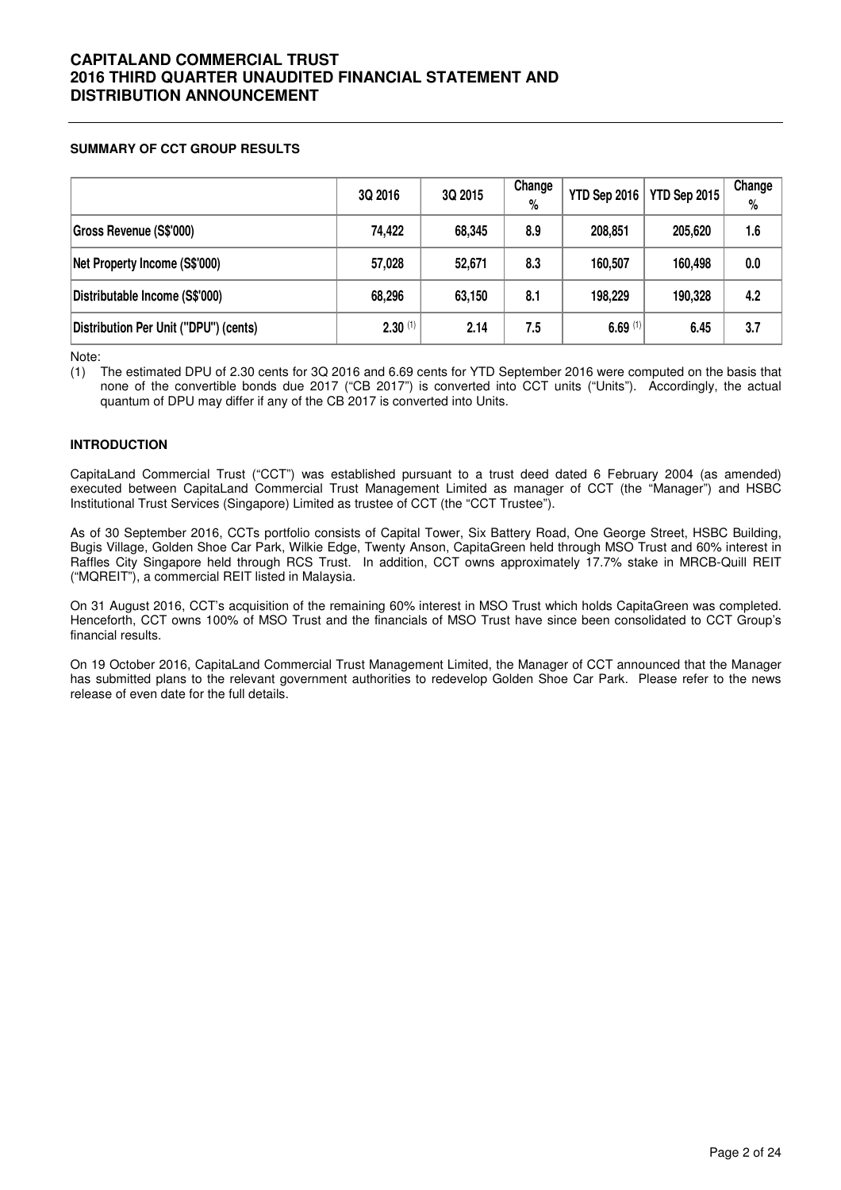## SUMMARY OF CCT GROUP RESULTS

| | 3Q 2016 | 3Q 2015 | Change % | YTD Sep 2016 | YTD Sep 2015 | Change % |
|---|---|---|---|---|---|---|
| Gross Revenue (S$'000) | 74,422 | 68,345 | 8.9 | 208,851 | 205,620 | 1.6 |
| Net Property Income (S$'000) | 57,028 | 52,671 | 8.3 | 160,507 | 160,498 | 0.0 |
| Distributable Income (S$'000) | 68,296 | 63,150 | 8.1 | 198,229 | 190,328 | 4.2 |
| Distribution Per Unit ("DPU") (cents) | 2.30 (1) | 2.14 | 7.5 | 6.69 (1) | 6.45 | 3.7 |

Note:

(1) The estimated DPU of 2.30 cents for 3Q 2016 and 6.69 cents for YTD September 2016 were computed on the basis that none of the convertible bonds due 2017 ("CB 2017") is converted into CCT units ("Units"). Accordingly, the actual quantum of DPU may differ if any of the CB 2017 is converted into Units.

## INTRODUCTION

CapitaLand Commercial Trust ("CCT") was established pursuant to a trust deed dated 6 February 2004 (as amended) executed between CapitaLand Commercial Trust Management Limited as manager of CCT (the "Manager") and HSBC Institutional Trust Services (Singapore) Limited as trustee of CCT (the "CCT Trustee").

As of 30 September 2016, CCTs portfolio consists of Capital Tower, Six Battery Road, One George Street, HSBC Building, Bugis Village, Golden Shoe Car Park, Wilkie Edge, Twenty Anson, CapitaGreen held through MSO Trust and 60% interest in Raffles City Singapore held through RCS Trust. In addition, CCT owns approximately 17.7% stake in MRCB-Quill REIT ("MQREIT"), a commercial REIT listed in Malaysia.

On 31 August 2016, CCT's acquisition of the remaining 60% interest in MSO Trust which holds CapitaGreen was completed. Henceforth, CCT owns 100% of MSO Trust and the financials of MSO Trust have since been consolidated to CCT Group's financial results.

On 19 October 2016, CapitaLand Commercial Trust Management Limited, the Manager of CCT announced that the Manager has submitted plans to the relevant government authorities to redevelop Golden Shoe Car Park. Please refer to the news release of even date for the full details.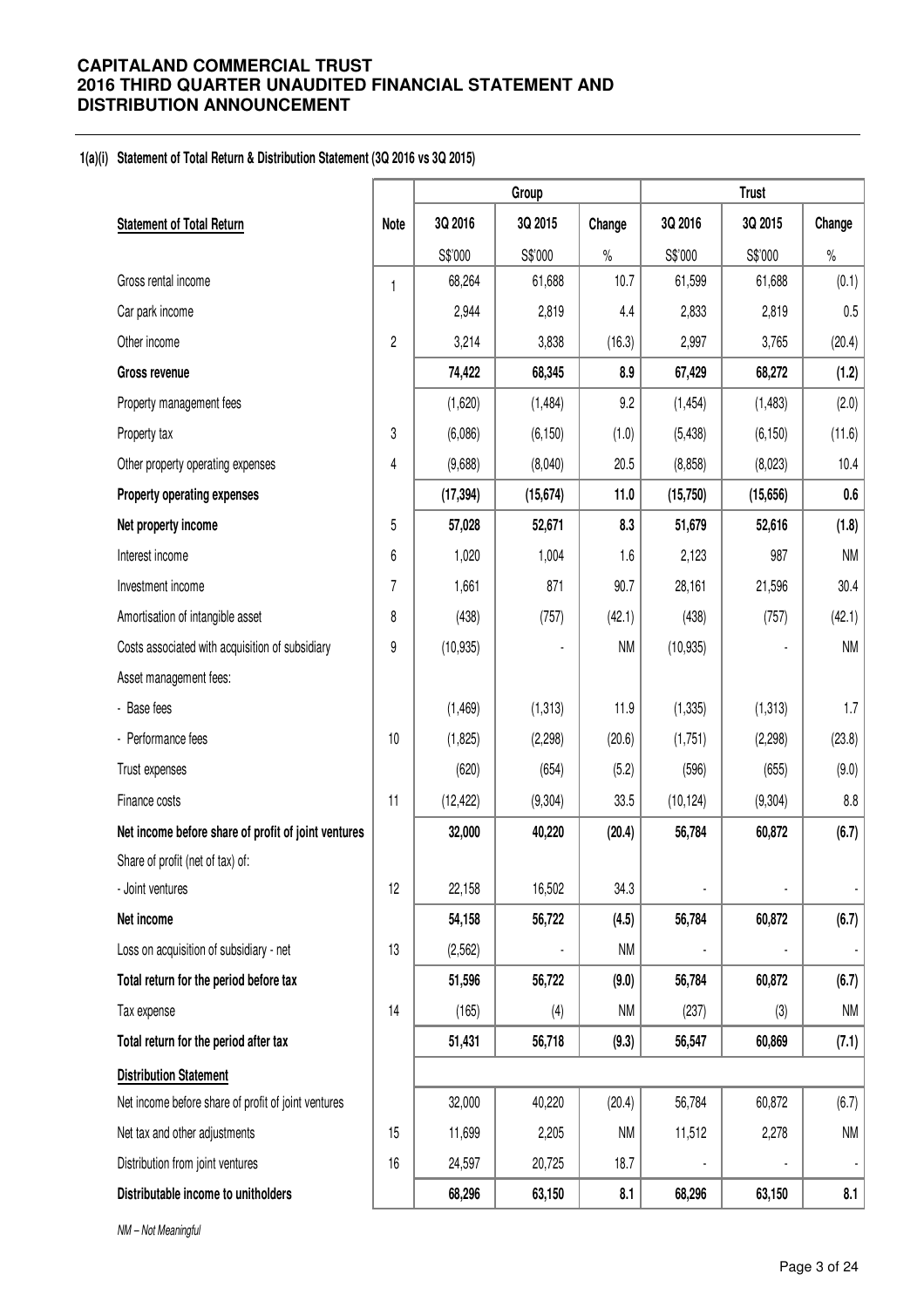# CAPITALAND COMMERCIAL TRUST 2016 THIRD QUARTER UNAUDITED FINANCIAL STATEMENT AND DISTRIBUTION ANNOUNCEMENT

## 1(a)(i) Statement of Total Return & Distribution Statement (3Q 2016 vs 3Q 2015)

| | | Group | | | Trust | | |
|---|---|---|---|---|---|---|---|
| **Statement of Total Return** | **Note** | **3Q 2016** | **3Q 2015** | **Change** | **3Q 2016** | **3Q 2015** | **Change** |
| | | S$'000 | S$'000 | % | S$'000 | S$'000 | % |
| Gross rental income | 1 | 68,264 | 61,688 | 10.7 | 61,599 | 61,688 | (0.1) |
| Car park income | | 2,944 | 2,819 | 4.4 | 2,833 | 2,819 | 0.5 |
| Other income | 2 | 3,214 | 3,838 | (16.3) | 2,997 | 3,765 | (20.4) |
| **Gross revenue** | | **74,422** | **68,345** | **8.9** | **67,429** | **68,272** | **(1.2)** |
| Property management fees | | (1,620) | (1,484) | 9.2 | (1,454) | (1,483) | (2.0) |
| Property tax | 3 | (6,086) | (6,150) | (1.0) | (5,438) | (6,150) | (11.6) |
| Other property operating expenses | 4 | (9,688) | (8,040) | 20.5 | (8,858) | (8,023) | 10.4 |
| **Property operating expenses** | | **(17,394)** | **(15,674)** | **11.0** | **(15,750)** | **(15,656)** | **0.6** |
| **Net property income** | 5 | **57,028** | **52,671** | **8.3** | **51,679** | **52,616** | **(1.8)** |
| Interest income | 6 | 1,020 | 1,004 | 1.6 | 2,123 | 987 | NM |
| Investment income | 7 | 1,661 | 871 | 90.7 | 28,161 | 21,596 | 30.4 |
| Amortisation of intangible asset | 8 | (438) | (757) | (42.1) | (438) | (757) | (42.1) |
| Costs associated with acquisition of subsidiary | 9 | (10,935) | - | NM | (10,935) | - | NM |
| Asset management fees: | | | | | | | |
| - Base fees | | (1,469) | (1,313) | 11.9 | (1,335) | (1,313) | 1.7 |
| - Performance fees | 10 | (1,825) | (2,298) | (20.6) | (1,751) | (2,298) | (23.8) |
| Trust expenses | | (620) | (654) | (5.2) | (596) | (655) | (9.0) |
| Finance costs | 11 | (12,422) | (9,304) | 33.5 | (10,124) | (9,304) | 8.8 |
| **Net income before share of profit of joint ventures** | | **32,000** | **40,220** | **(20.4)** | **56,784** | **60,872** | **(6.7)** |
| Share of profit (net of tax) of: | | | | | | | |
| - Joint ventures | 12 | 22,158 | 16,502 | 34.3 | - | - | - |
| **Net income** | | **54,158** | **56,722** | **(4.5)** | **56,784** | **60,872** | **(6.7)** |
| Loss on acquisition of subsidiary - net | 13 | (2,562) | - | NM | - | - | - |
| **Total return for the period before tax** | | **51,596** | **56,722** | **(9.0)** | **56,784** | **60,872** | **(6.7)** |
| Tax expense | 14 | (165) | (4) | NM | (237) | (3) | NM |
| **Total return for the period after tax** | | **51,431** | **56,718** | **(9.3)** | **56,547** | **60,869** | **(7.1)** |
| **Distribution Statement** | | | | | | | |
| Net income before share of profit of joint ventures | | 32,000 | 40,220 | (20.4) | 56,784 | 60,872 | (6.7) |
| Net tax and other adjustments | 15 | 11,699 | 2,205 | NM | 11,512 | 2,278 | NM |
| Distribution from joint ventures | 16 | 24,597 | 20,725 | 18.7 | - | - | - |
| **Distributable income to unitholders** | | **68,296** | **63,150** | **8.1** | **68,296** | **63,150** | **8.1** |

*NM – Not Meaningful*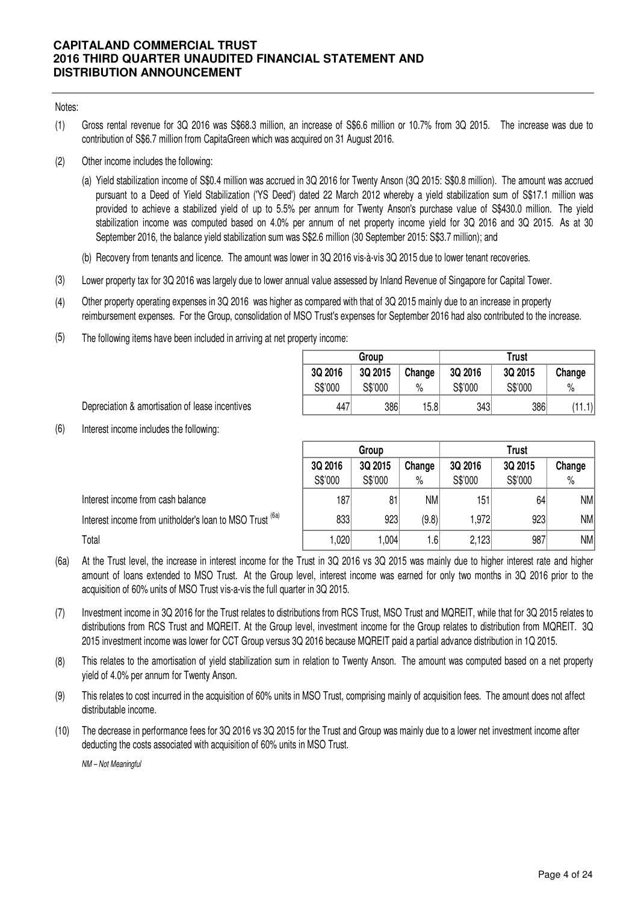Notes:

(1) Gross rental revenue for 3Q 2016 was S$68.3 million, an increase of S$6.6 million or 10.7% from 3Q 2015. The increase was due to contribution of S$6.7 million from CapitaGreen which was acquired on 31 August 2016.

(2) Other income includes the following:

   (a) Yield stabilization income of S$0.4 million was accrued in 3Q 2016 for Twenty Anson (3Q 2015: S$0.8 million). The amount was accrued pursuant to a Deed of Yield Stabilization ('YS Deed') dated 22 March 2012 whereby a yield stabilization sum of S$17.1 million was provided to achieve a stabilized yield of up to 5.5% per annum for Twenty Anson's purchase value of S$430.0 million. The yield stabilization income was computed based on 4.0% per annum of net property income yield for 3Q 2016 and 3Q 2015. As at 30 September 2016, the balance yield stabilization sum was S$2.6 million (30 September 2015: S$3.7 million); and

   (b) Recovery from tenants and licence. The amount was lower in 3Q 2016 vis-à-vis 3Q 2015 due to lower tenant recoveries.

(3) Lower property tax for 3Q 2016 was largely due to lower annual value assessed by Inland Revenue of Singapore for Capital Tower.

(4) Other property operating expenses in 3Q 2016 was higher as compared with that of 3Q 2015 mainly due to an increase in property reimbursement expenses. For the Group, consolidation of MSO Trust's expenses for September 2016 had also contributed to the increase.

(5) The following items have been included in arriving at net property income:

| | Group | | | Trust | | |
|---|---|---|---|---|---|---|
| | 3Q 2016 | 3Q 2015 | Change | 3Q 2016 | 3Q 2015 | Change |
| | S$'000 | S$'000 | % | S$'000 | S$'000 | % |
| Depreciation & amortisation of lease incentives | 447 | 386 | 15.8 | 343 | 386 | (11.1) |

(6) Interest income includes the following:

| | Group | | | Trust | | |
|---|---|---|---|---|---|---|
| | 3Q 2016 | 3Q 2015 | Change | 3Q 2016 | 3Q 2015 | Change |
| | S$'000 | S$'000 | % | S$'000 | S$'000 | % |
| Interest income from cash balance | 187 | 81 | NM | 151 | 64 | NM |
| Interest income from unitholder's loan to MSO Trust [(6a)] | 833 | 923 | (9.8) | 1,972 | 923 | NM |
| Total | 1,020 | 1,004 | 1.6 | 2,123 | 987 | NM |

(6a) At the Trust level, the increase in interest income for the Trust in 3Q 2016 vs 3Q 2015 was mainly due to higher interest rate and higher amount of loans extended to MSO Trust. At the Group level, interest income was earned for only two months in 3Q 2016 prior to the acquisition of 60% units of MSO Trust vis-a-vis the full quarter in 3Q 2015.

(7) Investment income in 3Q 2016 for the Trust relates to distributions from RCS Trust, MSO Trust and MQREIT, while that for 3Q 2015 relates to distributions from RCS Trust and MQREIT. At the Group level, investment income for the Group relates to distribution from MQREIT. 3Q 2015 investment income was lower for CCT Group versus 3Q 2016 because MQREIT paid a partial advance distribution in 1Q 2015.

(8) This relates to the amortisation of yield stabilization sum in relation to Twenty Anson. The amount was computed based on a net property yield of 4.0% per annum for Twenty Anson.

(9) This relates to cost incurred in the acquisition of 60% units in MSO Trust, comprising mainly of acquisition fees. The amount does not affect distributable income.

(10) The decrease in performance fees for 3Q 2016 vs 3Q 2015 for the Trust and Group was mainly due to a lower net investment income after deducting the costs associated with acquisition of 60% units in MSO Trust.

*NM – Not Meaningful*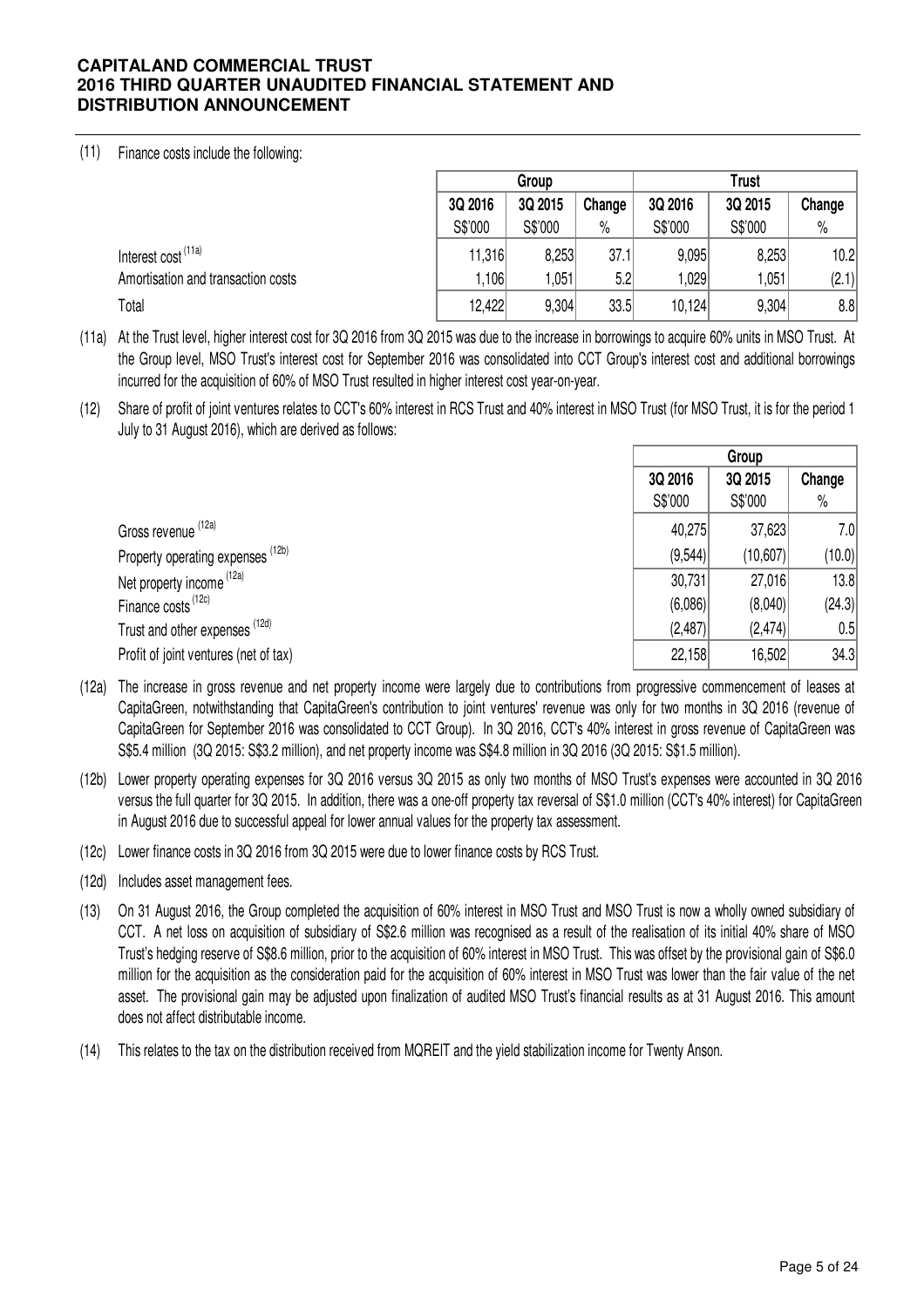(11) Finance costs include the following:

| | Group | | | Trust | | |
|---|---|---|---|---|---|---|
| | 3Q 2016 | 3Q 2015 | Change | 3Q 2016 | 3Q 2015 | Change |
| | S$'000 | S$'000 | % | S$'000 | S$'000 | % |
| Interest cost [(11a)] | 11,316 | 8,253 | 37.1 | 9,095 | 8,253 | 10.2 |
| Amortisation and transaction costs | 1,106 | 1,051 | 5.2 | 1,029 | 1,051 | (2.1) |
| Total | 12,422 | 9,304 | 33.5 | 10,124 | 9,304 | 8.8 |

(11a) At the Trust level, higher interest cost for 3Q 2016 from 3Q 2015 was due to the increase in borrowings to acquire 60% units in MSO Trust. At the Group level, MSO Trust's interest cost for September 2016 was consolidated into CCT Group's interest cost and additional borrowings incurred for the acquisition of 60% of MSO Trust resulted in higher interest cost year-on-year.

(12) Share of profit of joint ventures relates to CCT's 60% interest in RCS Trust and 40% interest in MSO Trust (for MSO Trust, it is for the period 1 July to 31 August 2016), which are derived as follows:

| | Group | | |
|---|---|---|---|
| | 3Q 2016 | 3Q 2015 | Change |
| | S$'000 | S$'000 | % |
| Gross revenue [(12a)] | 40,275 | 37,623 | 7.0 |
| Property operating expenses [(12b)] | (9,544) | (10,607) | (10.0) |
| Net property income [(12a)] | 30,731 | 27,016 | 13.8 |
| Finance costs [(12c)] | (6,086) | (8,040) | (24.3) |
| Trust and other expenses [(12d)] | (2,487) | (2,474) | 0.5 |
| Profit of joint ventures (net of tax) | 22,158 | 16,502 | 34.3 |

(12a) The increase in gross revenue and net property income were largely due to contributions from progressive commencement of leases at CapitaGreen, notwithstanding that CapitaGreen's contribution to joint ventures' revenue was only for two months in 3Q 2016 (revenue of CapitaGreen for September 2016 was consolidated to CCT Group). In 3Q 2016, CCT's 40% interest in gross revenue of CapitaGreen was S$5.4 million (3Q 2015: S$3.2 million), and net property income was S$4.8 million in 3Q 2016 (3Q 2015: S$1.5 million).

(12b) Lower property operating expenses for 3Q 2016 versus 3Q 2015 as only two months of MSO Trust's expenses were accounted in 3Q 2016 versus the full quarter for 3Q 2015. In addition, there was a one-off property tax reversal of S$1.0 million (CCT's 40% interest) for CapitaGreen in August 2016 due to successful appeal for lower annual values for the property tax assessment.

(12c) Lower finance costs in 3Q 2016 from 3Q 2015 were due to lower finance costs by RCS Trust.

(12d) Includes asset management fees.

(13) On 31 August 2016, the Group completed the acquisition of 60% interest in MSO Trust and MSO Trust is now a wholly owned subsidiary of CCT. A net loss on acquisition of subsidiary of S$2.6 million was recognised as a result of the realisation of its initial 40% share of MSO Trust's hedging reserve of S$8.6 million, prior to the acquisition of 60% interest in MSO Trust. This was offset by the provisional gain of S$6.0 million for the acquisition as the consideration paid for the acquisition of 60% interest in MSO Trust was lower than the fair value of the net asset. The provisional gain may be adjusted upon finalization of audited MSO Trust's financial results as at 31 August 2016. This amount does not affect distributable income.

(14) This relates to the tax on the distribution received from MQREIT and the yield stabilization income for Twenty Anson.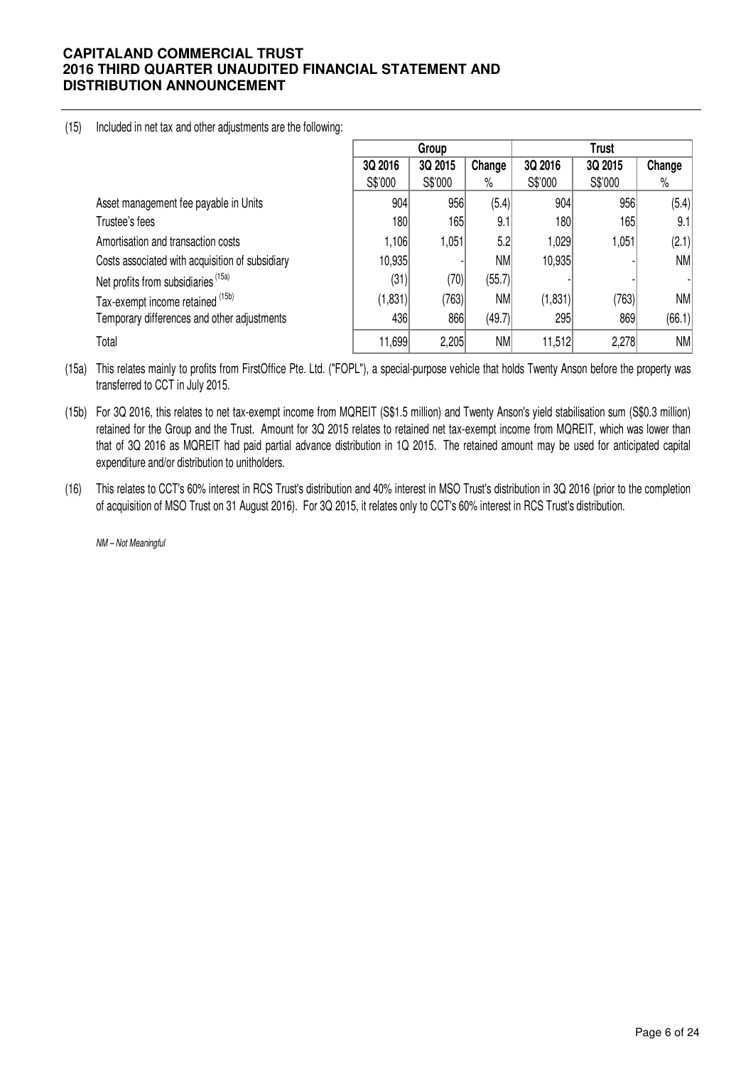(15) Included in net tax and other adjustments are the following:

| | Group | | | Trust | | |
|---|---|---|---|---|---|---|
| | 3Q 2016 | 3Q 2015 | Change | 3Q 2016 | 3Q 2015 | Change |
| | S$'000 | S$'000 | % | S$'000 | S$'000 | % |
| Asset management fee payable in Units | 904 | 956 | (5.4) | 904 | 956 | (5.4) |
| Trustee's fees | 180 | 165 | 9.1 | 180 | 165 | 9.1 |
| Amortisation and transaction costs | 1,106 | 1,051 | 5.2 | 1,029 | 1,051 | (2.1) |
| Costs associated with acquisition of subsidiary | 10,935 | - | NM | 10,935 | - | NM |
| Net profits from subsidiaries [(15a)] | (31) | (70) | (55.7) | - | - | - |
| Tax-exempt income retained [(15b)] | (1,831) | (763) | NM | (1,831) | (763) | NM |
| Temporary differences and other adjustments | 436 | 866 | (49.7) | 295 | 869 | (66.1) |
| Total | 11,699 | 2,205 | NM | 11,512 | 2,278 | NM |

(15a) This relates mainly to profits from FirstOffice Pte. Ltd. ("FOPL"), a special-purpose vehicle that holds Twenty Anson before the property was transferred to CCT in July 2015.

(15b) For 3Q 2016, this relates to net tax-exempt income from MQREIT (S$1.5 million) and Twenty Anson's yield stabilisation sum (S$0.3 million) retained for the Group and the Trust. Amount for 3Q 2015 relates to retained net tax-exempt income from MQREIT, which was lower than that of 3Q 2016 as MQREIT had paid partial advance distribution in 1Q 2015. The retained amount may be used for anticipated capital expenditure and/or distribution to unitholders.

(16) This relates to CCT's 60% interest in RCS Trust's distribution and 40% interest in MSO Trust's distribution in 3Q 2016 (prior to the completion of acquisition of MSO Trust on 31 August 2016). For 3Q 2015, it relates only to CCT's 60% interest in RCS Trust's distribution.

*NM – Not Meaningful*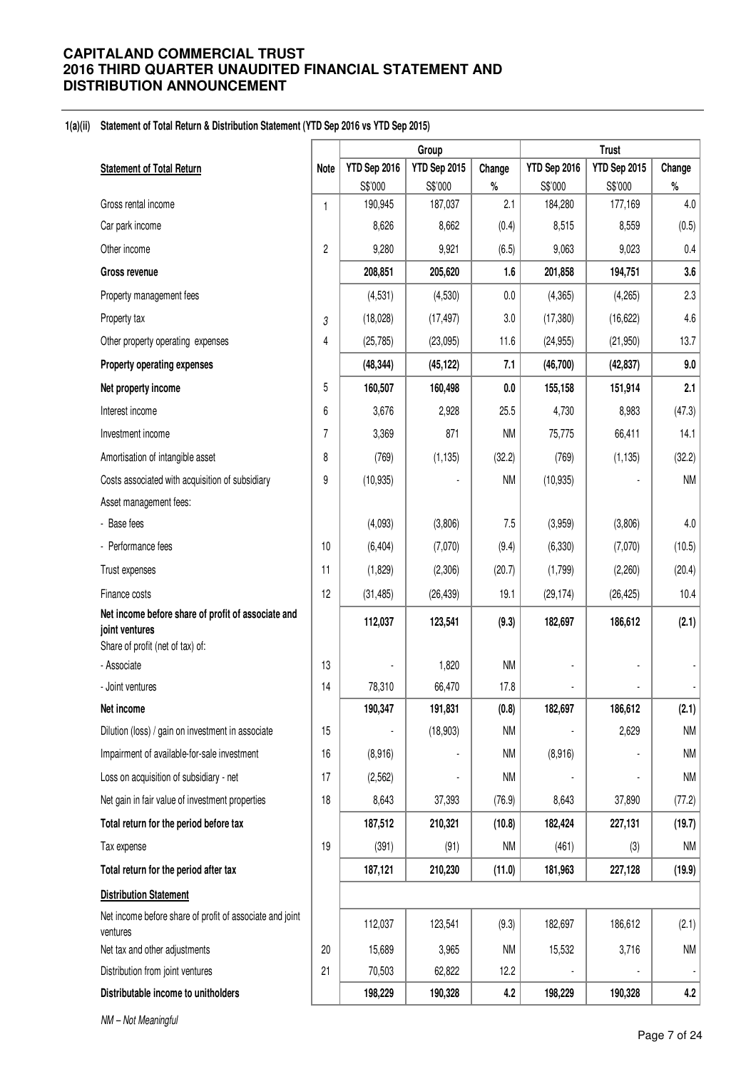# CAPITALAND COMMERCIAL TRUST
# 2016 THIRD QUARTER UNAUDITED FINANCIAL STATEMENT AND DISTRIBUTION ANNOUNCEMENT

### 1(a)(ii) Statement of Total Return & Distribution Statement (YTD Sep 2016 vs YTD Sep 2015)

| | | Group | | | Trust | | |
|---|---|---|---|---|---|---|---|
| **Statement of Total Return** | **Note** | **YTD Sep 2016** | **YTD Sep 2015** | **Change** | **YTD Sep 2016** | **YTD Sep 2015** | **Change** |
| | | S$'000 | S$'000 | % | S$'000 | S$'000 | % |
| Gross rental income | 1 | 190,945 | 187,037 | 2.1 | 184,280 | 177,169 | 4.0 |
| Car park income | | 8,626 | 8,662 | (0.4) | 8,515 | 8,559 | (0.5) |
| Other income | 2 | 9,280 | 9,921 | (6.5) | 9,063 | 9,023 | 0.4 |
| **Gross revenue** | | **208,851** | **205,620** | **1.6** | **201,858** | **194,751** | **3.6** |
| Property management fees | | (4,531) | (4,530) | 0.0 | (4,365) | (4,265) | 2.3 |
| Property tax | 3 | (18,028) | (17,497) | 3.0 | (17,380) | (16,622) | 4.6 |
| Other property operating expenses | 4 | (25,785) | (23,095) | 11.6 | (24,955) | (21,950) | 13.7 |
| **Property operating expenses** | | **(48,344)** | **(45,122)** | **7.1** | **(46,700)** | **(42,837)** | **9.0** |
| **Net property income** | 5 | **160,507** | **160,498** | **0.0** | **155,158** | **151,914** | **2.1** |
| Interest income | 6 | 3,676 | 2,928 | 25.5 | 4,730 | 8,983 | (47.3) |
| Investment income | 7 | 3,369 | 871 | NM | 75,775 | 66,411 | 14.1 |
| Amortisation of intangible asset | 8 | (769) | (1,135) | (32.2) | (769) | (1,135) | (32.2) |
| Costs associated with acquisition of subsidiary | 9 | (10,935) | - | NM | (10,935) | - | NM |
| Asset management fees: | | | | | | | |
| - Base fees | | (4,093) | (3,806) | 7.5 | (3,959) | (3,806) | 4.0 |
| - Performance fees | 10 | (6,404) | (7,070) | (9.4) | (6,330) | (7,070) | (10.5) |
| Trust expenses | 11 | (1,829) | (2,306) | (20.7) | (1,799) | (2,260) | (20.4) |
| Finance costs | 12 | (31,485) | (26,439) | 19.1 | (29,174) | (26,425) | 10.4 |
| **Net income before share of profit of associate and joint ventures** | | **112,037** | **123,541** | **(9.3)** | **182,697** | **186,612** | **(2.1)** |
| Share of profit (net of tax) of: | | | | | | | |
| - Associate | 13 | - | 1,820 | NM | - | - | - |
| - Joint ventures | 14 | 78,310 | 66,470 | 17.8 | - | - | - |
| **Net income** | | **190,347** | **191,831** | **(0.8)** | **182,697** | **186,612** | **(2.1)** |
| Dilution (loss) / gain on investment in associate | 15 | - | (18,903) | NM | - | 2,629 | NM |
| Impairment of available-for-sale investment | 16 | (8,916) | - | NM | (8,916) | - | NM |
| Loss on acquisition of subsidiary - net | 17 | (2,562) | - | NM | - | - | NM |
| Net gain in fair value of investment properties | 18 | 8,643 | 37,393 | (76.9) | 8,643 | 37,890 | (77.2) |
| **Total return for the period before tax** | | **187,512** | **210,321** | **(10.8)** | **182,424** | **227,131** | **(19.7)** |
| Tax expense | 19 | (391) | (91) | NM | (461) | (3) | NM |
| **Total return for the period after tax** | | **187,121** | **210,230** | **(11.0)** | **181,963** | **227,128** | **(19.9)** |
| **Distribution Statement** | | | | | | | |
| Net income before share of profit of associate and joint ventures | | 112,037 | 123,541 | (9.3) | 182,697 | 186,612 | (2.1) |
| Net tax and other adjustments | 20 | 15,689 | 3,965 | NM | 15,532 | 3,716 | NM |
| Distribution from joint ventures | 21 | 70,503 | 62,822 | 12.2 | - | - | - |
| **Distributable income to unitholders** | | **198,229** | **190,328** | **4.2** | **198,229** | **190,328** | **4.2** |

*NM – Not Meaningful*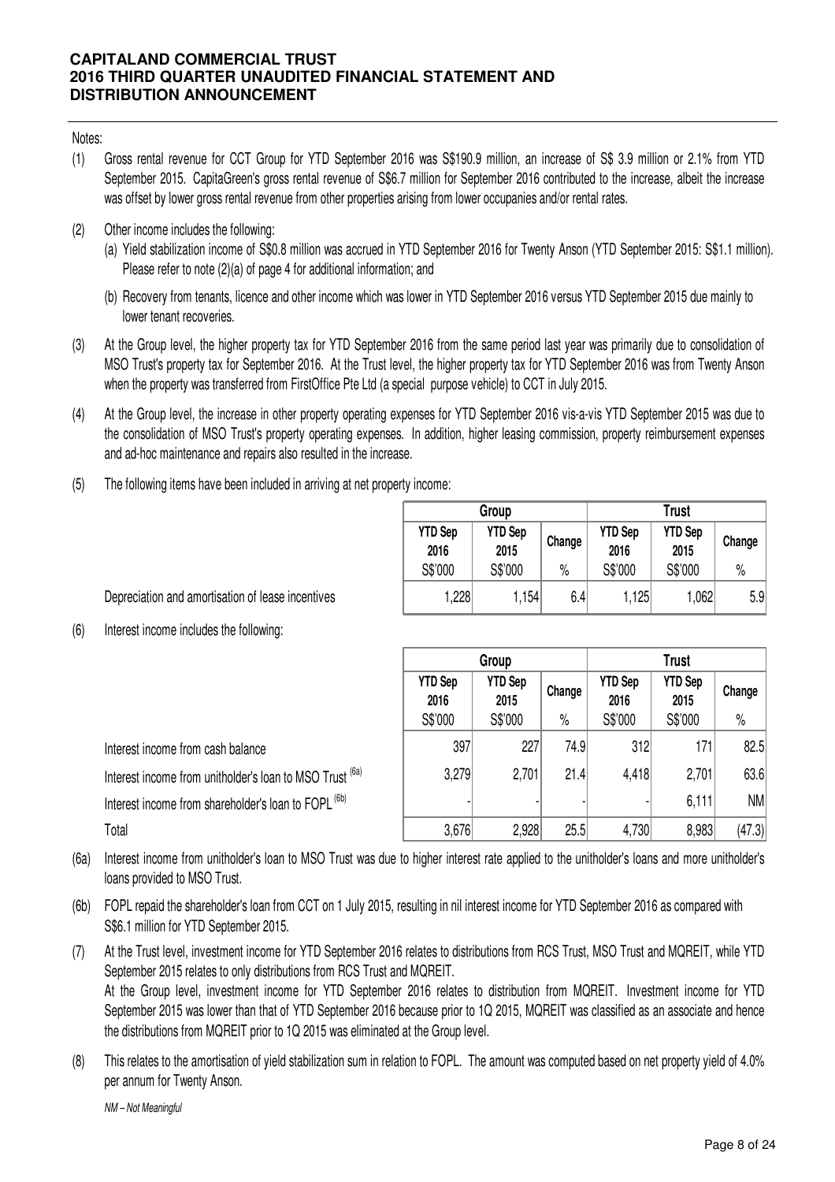Notes:

(1) Gross rental revenue for CCT Group for YTD September 2016 was S$190.9 million, an increase of S$ 3.9 million or 2.1% from YTD September 2015. CapitaGreen's gross rental revenue of S$6.7 million for September 2016 contributed to the increase, albeit the increase was offset by lower gross rental revenue from other properties arising from lower occupanies and/or rental rates.

(2) Other income includes the following:

   (a) Yield stabilization income of S$0.8 million was accrued in YTD September 2016 for Twenty Anson (YTD September 2015: S$1.1 million). Please refer to note (2)(a) of page 4 for additional information; and

   (b) Recovery from tenants, licence and other income which was lower in YTD September 2016 versus YTD September 2015 due mainly to lower tenant recoveries.

(3) At the Group level, the higher property tax for YTD September 2016 from the same period last year was primarily due to consolidation of MSO Trust's property tax for September 2016. At the Trust level, the higher property tax for YTD September 2016 was from Twenty Anson when the property was transferred from FirstOffice Pte Ltd (a special purpose vehicle) to CCT in July 2015.

(4) At the Group level, the increase in other property operating expenses for YTD September 2016 vis-a-vis YTD September 2015 was due to the consolidation of MSO Trust's property operating expenses. In addition, higher leasing commission, property reimbursement expenses and ad-hoc maintenance and repairs also resulted in the increase.

(5) The following items have been included in arriving at net property income:

| | Group | | | Trust | | |
|---|---|---|---|---|---|---|
| | YTD Sep 2016 | YTD Sep 2015 | Change | YTD Sep 2016 | YTD Sep 2015 | Change |
| | S$'000 | S$'000 | % | S$'000 | S$'000 | % |
| Depreciation and amortisation of lease incentives | 1,228 | 1,154 | 6.4 | 1,125 | 1,062 | 5.9 |

(6) Interest income includes the following:

| | Group | | | Trust | | |
|---|---|---|---|---|---|---|
| | YTD Sep 2016 | YTD Sep 2015 | Change | YTD Sep 2016 | YTD Sep 2015 | Change |
| | S$'000 | S$'000 | % | S$'000 | S$'000 | % |
| Interest income from cash balance | 397 | 227 | 74.9 | 312 | 171 | 82.5 |
| Interest income from unitholder's loan to MSO Trust (6a) | 3,279 | 2,701 | 21.4 | 4,418 | 2,701 | 63.6 |
| Interest income from shareholder's loan to FOPL (6b) | - | - | - | - | 6,111 | NM |
| Total | 3,676 | 2,928 | 25.5 | 4,730 | 8,983 | (47.3) |

(6a) Interest income from unitholder's loan to MSO Trust was due to higher interest rate applied to the unitholder's loans and more unitholder's loans provided to MSO Trust.

(6b) FOPL repaid the shareholder's loan from CCT on 1 July 2015, resulting in nil interest income for YTD September 2016 as compared with S$6.1 million for YTD September 2015.

(7) At the Trust level, investment income for YTD September 2016 relates to distributions from RCS Trust, MSO Trust and MQREIT, while YTD September 2015 relates to only distributions from RCS Trust and MQREIT.
At the Group level, investment income for YTD September 2016 relates to distribution from MQREIT. Investment income for YTD September 2015 was lower than that of YTD September 2016 because prior to 1Q 2015, MQREIT was classified as an associate and hence the distributions from MQREIT prior to 1Q 2015 was eliminated at the Group level.

(8) This relates to the amortisation of yield stabilization sum in relation to FOPL. The amount was computed based on net property yield of 4.0% per annum for Twenty Anson.

*NM – Not Meaningful*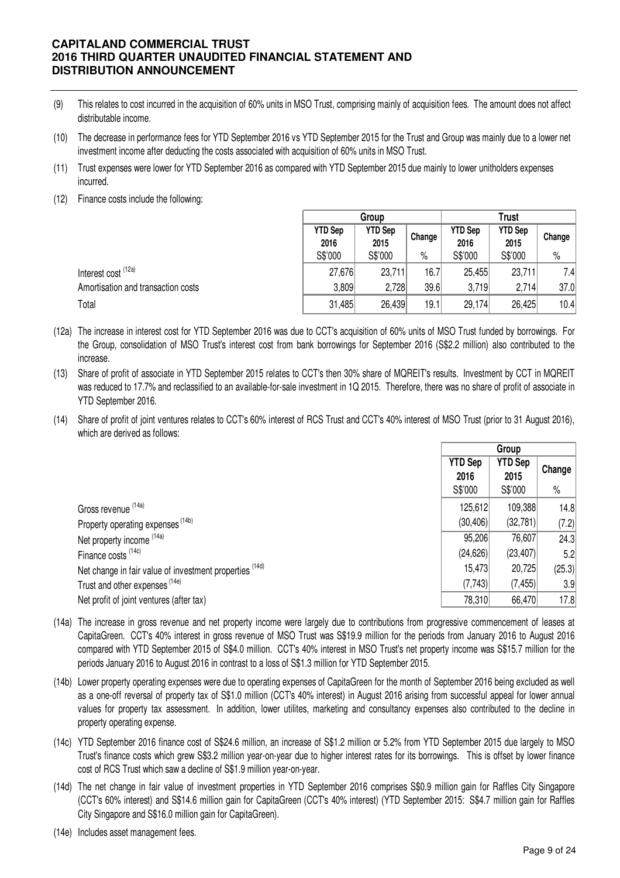(9) This relates to cost incurred in the acquisition of 60% units in MSO Trust, comprising mainly of acquisition fees. The amount does not affect distributable income.

(10) The decrease in performance fees for YTD September 2016 vs YTD September 2015 for the Trust and Group was mainly due to a lower net investment income after deducting the costs associated with acquisition of 60% units in MSO Trust.

(11) Trust expenses were lower for YTD September 2016 as compared with YTD September 2015 due mainly to lower unitholders expenses incurred.

(12) Finance costs include the following:

| | Group | | | Trust | | |
|---|---|---|---|---|---|---|
| | YTD Sep 2016 | YTD Sep 2015 | Change | YTD Sep 2016 | YTD Sep 2015 | Change |
| | S$'000 | S$'000 | % | S$'000 | S$'000 | % |
| Interest cost (12a) | 27,676 | 23,711 | 16.7 | 25,455 | 23,711 | 7.4 |
| Amortisation and transaction costs | 3,809 | 2,728 | 39.6 | 3,719 | 2,714 | 37.0 |
| Total | 31,485 | 26,439 | 19.1 | 29,174 | 26,425 | 10.4 |

(12a) The increase in interest cost for YTD September 2016 was due to CCT's acquisition of 60% units of MSO Trust funded by borrowings. For the Group, consolidation of MSO Trust's interest cost from bank borrowings for September 2016 (S$2.2 million) also contributed to the increase.

(13) Share of profit of associate in YTD September 2015 relates to CCT's then 30% share of MQREIT's results. Investment by CCT in MQREIT was reduced to 17.7% and reclassified to an available-for-sale investment in 1Q 2015. Therefore, there was no share of profit of associate in YTD September 2016.

(14) Share of profit of joint ventures relates to CCT's 60% interest of RCS Trust and CCT's 40% interest of MSO Trust (prior to 31 August 2016), which are derived as follows:

| | Group | | |
|---|---|---|---|
| | YTD Sep 2016 | YTD Sep 2015 | Change |
| | S$'000 | S$'000 | % |
| Gross revenue (14a) | 125,612 | 109,388 | 14.8 |
| Property operating expenses (14b) | (30,406) | (32,781) | (7.2) |
| Net property income (14a) | 95,206 | 76,607 | 24.3 |
| Finance costs (14c) | (24,626) | (23,407) | 5.2 |
| Net change in fair value of investment properties (14d) | 15,473 | 20,725 | (25.3) |
| Trust and other expenses (14e) | (7,743) | (7,455) | 3.9 |
| Net profit of joint ventures (after tax) | 78,310 | 66,470 | 17.8 |

(14a) The increase in gross revenue and net property income were largely due to contributions from progressive commencement of leases at CapitaGreen. CCT's 40% interest in gross revenue of MSO Trust was S$19.9 million for the periods from January 2016 to August 2016 compared with YTD September 2015 of S$4.0 million. CCT's 40% interest in MSO Trust's net property income was S$15.7 million for the periods January 2016 to August 2016 in contrast to a loss of S$1.3 million for YTD September 2015.

(14b) Lower property operating expenses were due to operating expenses of CapitaGreen for the month of September 2016 being excluded as well as a one-off reversal of property tax of S$1.0 million (CCT's 40% interest) in August 2016 arising from successful appeal for lower annual values for property tax assessment. In addition, lower utilites, marketing and consultancy expenses also contributed to the decline in property operating expense.

(14c) YTD September 2016 finance cost of S$24.6 million, an increase of S$1.2 million or 5.2% from YTD September 2015 due largely to MSO Trust's finance costs which grew S$3.2 million year-on-year due to higher interest rates for its borrowings. This is offset by lower finance cost of RCS Trust which saw a decline of S$1.9 million year-on-year.

(14d) The net change in fair value of investment properties in YTD September 2016 comprises S$0.9 million gain for Raffles City Singapore (CCT's 60% interest) and S$14.6 million gain for CapitaGreen (CCT's 40% interest) (YTD September 2015: S$4.7 million gain for Raffles City Singapore and S$16.0 million gain for CapitaGreen).

(14e) Includes asset management fees.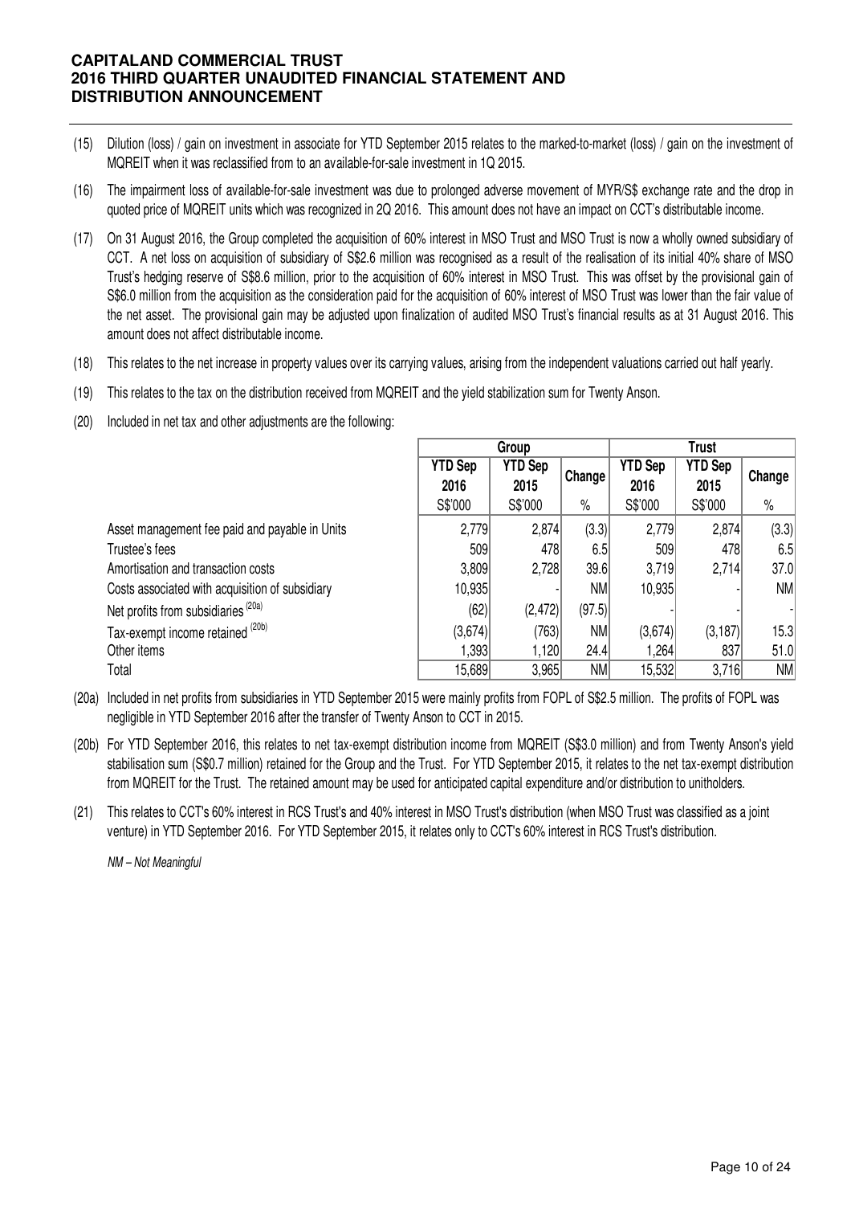(15) Dilution (loss) / gain on investment in associate for YTD September 2015 relates to the marked-to-market (loss) / gain on the investment of MQREIT when it was reclassified from to an available-for-sale investment in 1Q 2015.

(16) The impairment loss of available-for-sale investment was due to prolonged adverse movement of MYR/S$ exchange rate and the drop in quoted price of MQREIT units which was recognized in 2Q 2016. This amount does not have an impact on CCT's distributable income.

(17) On 31 August 2016, the Group completed the acquisition of 60% interest in MSO Trust and MSO Trust is now a wholly owned subsidiary of CCT. A net loss on acquisition of subsidiary of S$2.6 million was recognised as a result of the realisation of its initial 40% share of MSO Trust's hedging reserve of S$8.6 million, prior to the acquisition of 60% interest in MSO Trust. This was offset by the provisional gain of S$6.0 million from the acquisition as the consideration paid for the acquisition of 60% interest of MSO Trust was lower than the fair value of the net asset. The provisional gain may be adjusted upon finalization of audited MSO Trust's financial results as at 31 August 2016. This amount does not affect distributable income.

(18) This relates to the net increase in property values over its carrying values, arising from the independent valuations carried out half yearly.

(19) This relates to the tax on the distribution received from MQREIT and the yield stabilization sum for Twenty Anson.

(20) Included in net tax and other adjustments are the following:

| | Group | | | Trust | | |
|---|---|---|---|---|---|---|
| | YTD Sep 2016 | YTD Sep 2015 | Change | YTD Sep 2016 | YTD Sep 2015 | Change |
| | S$'000 | S$'000 | % | S$'000 | S$'000 | % |
| Asset management fee paid and payable in Units | 2,779 | 2,874 | (3.3) | 2,779 | 2,874 | (3.3) |
| Trustee's fees | 509 | 478 | 6.5 | 509 | 478 | 6.5 |
| Amortisation and transaction costs | 3,809 | 2,728 | 39.6 | 3,719 | 2,714 | 37.0 |
| Costs associated with acquisition of subsidiary | 10,935 | - | NM | 10,935 | - | NM |
| Net profits from subsidiaries [(20a)] | (62) | (2,472) | (97.5) | - | - | - |
| Tax-exempt income retained [(20b)] | (3,674) | (763) | NM | (3,674) | (3,187) | 15.3 |
| Other items | 1,393 | 1,120 | 24.4 | 1,264 | 837 | 51.0 |
| Total | 15,689 | 3,965 | NM | 15,532 | 3,716 | NM |

(20a) Included in net profits from subsidiaries in YTD September 2015 were mainly profits from FOPL of S$2.5 million. The profits of FOPL was negligible in YTD September 2016 after the transfer of Twenty Anson to CCT in 2015.

(20b) For YTD September 2016, this relates to net tax-exempt distribution income from MQREIT (S$3.0 million) and from Twenty Anson's yield stabilisation sum (S$0.7 million) retained for the Group and the Trust. For YTD September 2015, it relates to the net tax-exempt distribution from MQREIT for the Trust. The retained amount may be used for anticipated capital expenditure and/or distribution to unitholders.

(21) This relates to CCT's 60% interest in RCS Trust's and 40% interest in MSO Trust's distribution (when MSO Trust was classified as a joint venture) in YTD September 2016. For YTD September 2015, it relates only to CCT's 60% interest in RCS Trust's distribution.

*NM – Not Meaningful*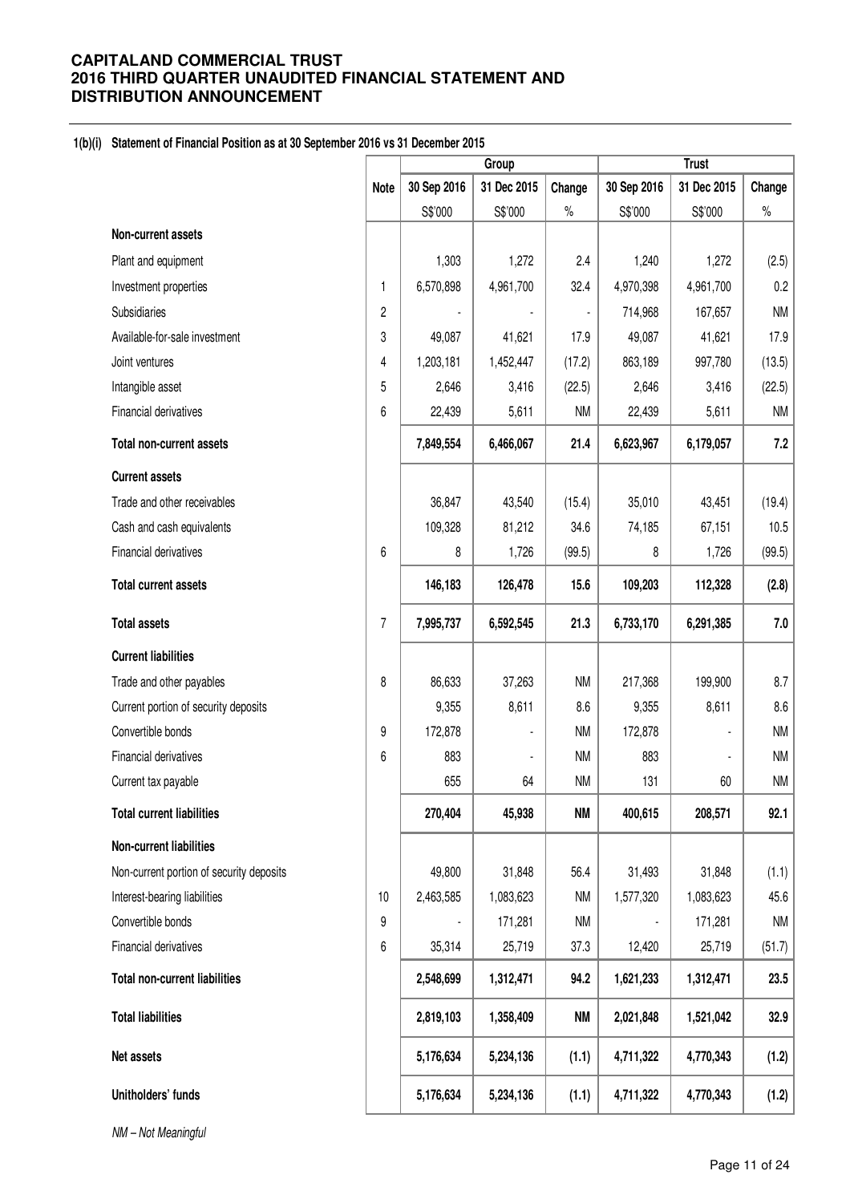**1(b)(i) Statement of Financial Position as at 30 September 2016 vs 31 December 2015**

| | Note | Group | | | Trust | | |
|---|---|---|---|---|---|---|---|
| | | 30 Sep 2016 | 31 Dec 2015 | Change | 30 Sep 2016 | 31 Dec 2015 | Change |
| | | S$'000 | S$'000 | % | S$'000 | S$'000 | % |
| **Non-current assets** | | | | | | | |
| Plant and equipment | | 1,303 | 1,272 | 2.4 | 1,240 | 1,272 | (2.5) |
| Investment properties | 1 | 6,570,898 | 4,961,700 | 32.4 | 4,970,398 | 4,961,700 | 0.2 |
| Subsidiaries | 2 | - | - | - | 714,968 | 167,657 | NM |
| Available-for-sale investment | 3 | 49,087 | 41,621 | 17.9 | 49,087 | 41,621 | 17.9 |
| Joint ventures | 4 | 1,203,181 | 1,452,447 | (17.2) | 863,189 | 997,780 | (13.5) |
| Intangible asset | 5 | 2,646 | 3,416 | (22.5) | 2,646 | 3,416 | (22.5) |
| Financial derivatives | 6 | 22,439 | 5,611 | NM | 22,439 | 5,611 | NM |
| **Total non-current assets** | | **7,849,554** | **6,466,067** | **21.4** | **6,623,967** | **6,179,057** | **7.2** |
| **Current assets** | | | | | | | |
| Trade and other receivables | | 36,847 | 43,540 | (15.4) | 35,010 | 43,451 | (19.4) |
| Cash and cash equivalents | | 109,328 | 81,212 | 34.6 | 74,185 | 67,151 | 10.5 |
| Financial derivatives | 6 | 8 | 1,726 | (99.5) | 8 | 1,726 | (99.5) |
| **Total current assets** | | **146,183** | **126,478** | **15.6** | **109,203** | **112,328** | **(2.8)** |
| **Total assets** | 7 | **7,995,737** | **6,592,545** | **21.3** | **6,733,170** | **6,291,385** | **7.0** |
| **Current liabilities** | | | | | | | |
| Trade and other payables | 8 | 86,633 | 37,263 | NM | 217,368 | 199,900 | 8.7 |
| Current portion of security deposits | | 9,355 | 8,611 | 8.6 | 9,355 | 8,611 | 8.6 |
| Convertible bonds | 9 | 172,878 | - | NM | 172,878 | - | NM |
| Financial derivatives | 6 | 883 | - | NM | 883 | - | NM |
| Current tax payable | | 655 | 64 | NM | 131 | 60 | NM |
| **Total current liabilities** | | **270,404** | **45,938** | **NM** | **400,615** | **208,571** | **92.1** |
| **Non-current liabilities** | | | | | | | |
| Non-current portion of security deposits | | 49,800 | 31,848 | 56.4 | 31,493 | 31,848 | (1.1) |
| Interest-bearing liabilities | 10 | 2,463,585 | 1,083,623 | NM | 1,577,320 | 1,083,623 | 45.6 |
| Convertible bonds | 9 | - | 171,281 | NM | - | 171,281 | NM |
| Financial derivatives | 6 | 35,314 | 25,719 | 37.3 | 12,420 | 25,719 | (51.7) |
| **Total non-current liabilities** | | **2,548,699** | **1,312,471** | **94.2** | **1,621,233** | **1,312,471** | **23.5** |
| **Total liabilities** | | **2,819,103** | **1,358,409** | **NM** | **2,021,848** | **1,521,042** | **32.9** |
| **Net assets** | | **5,176,634** | **5,234,136** | **(1.1)** | **4,711,322** | **4,770,343** | **(1.2)** |
| **Unitholders' funds** | | **5,176,634** | **5,234,136** | **(1.1)** | **4,711,322** | **4,770,343** | **(1.2)** |

*NM – Not Meaningful*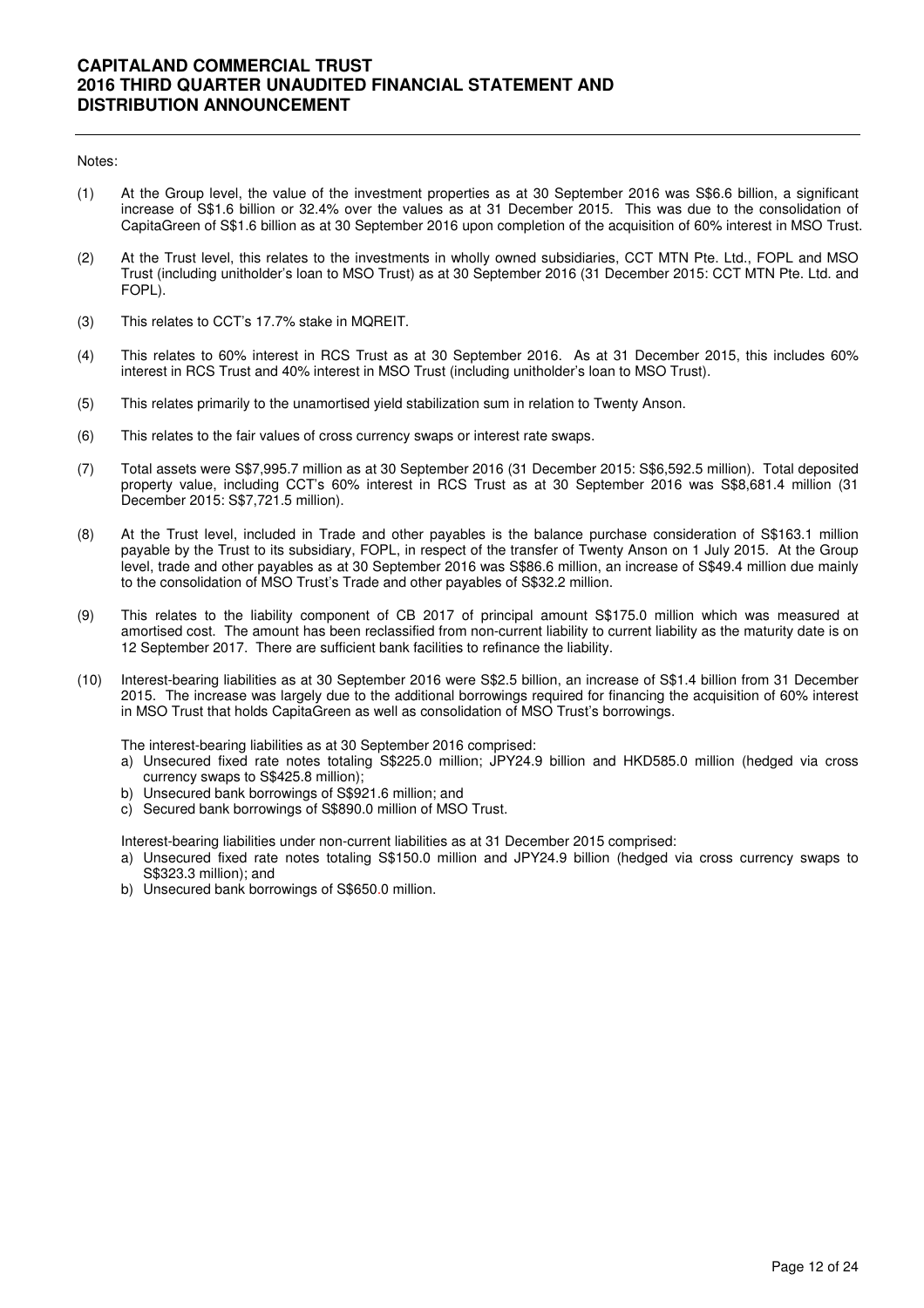Notes:

(1) At the Group level, the value of the investment properties as at 30 September 2016 was S$6.6 billion, a significant increase of S$1.6 billion or 32.4% over the values as at 31 December 2015. This was due to the consolidation of CapitaGreen of S$1.6 billion as at 30 September 2016 upon completion of the acquisition of 60% interest in MSO Trust.

(2) At the Trust level, this relates to the investments in wholly owned subsidiaries, CCT MTN Pte. Ltd., FOPL and MSO Trust (including unitholder's loan to MSO Trust) as at 30 September 2016 (31 December 2015: CCT MTN Pte. Ltd. and FOPL).

(3) This relates to CCT's 17.7% stake in MQREIT.

(4) This relates to 60% interest in RCS Trust as at 30 September 2016. As at 31 December 2015, this includes 60% interest in RCS Trust and 40% interest in MSO Trust (including unitholder's loan to MSO Trust).

(5) This relates primarily to the unamortised yield stabilization sum in relation to Twenty Anson.

(6) This relates to the fair values of cross currency swaps or interest rate swaps.

(7) Total assets were S$7,995.7 million as at 30 September 2016 (31 December 2015: S$6,592.5 million). Total deposited property value, including CCT's 60% interest in RCS Trust as at 30 September 2016 was S$8,681.4 million (31 December 2015: S$7,721.5 million).

(8) At the Trust level, included in Trade and other payables is the balance purchase consideration of S$163.1 million payable by the Trust to its subsidiary, FOPL, in respect of the transfer of Twenty Anson on 1 July 2015. At the Group level, trade and other payables as at 30 September 2016 was S$86.6 million, an increase of S$49.4 million due mainly to the consolidation of MSO Trust's Trade and other payables of S$32.2 million.

(9) This relates to the liability component of CB 2017 of principal amount S$175.0 million which was measured at amortised cost. The amount has been reclassified from non-current liability to current liability as the maturity date is on 12 September 2017. There are sufficient bank facilities to refinance the liability.

(10) Interest-bearing liabilities as at 30 September 2016 were S$2.5 billion, an increase of S$1.4 billion from 31 December 2015. The increase was largely due to the additional borrowings required for financing the acquisition of 60% interest in MSO Trust that holds CapitaGreen as well as consolidation of MSO Trust's borrowings.

The interest-bearing liabilities as at 30 September 2016 comprised:

a) Unsecured fixed rate notes totaling S$225.0 million; JPY24.9 billion and HKD585.0 million (hedged via cross currency swaps to S$425.8 million);
b) Unsecured bank borrowings of S$921.6 million; and
c) Secured bank borrowings of S$890.0 million of MSO Trust.

Interest-bearing liabilities under non-current liabilities as at 31 December 2015 comprised:

a) Unsecured fixed rate notes totaling S$150.0 million and JPY24.9 billion (hedged via cross currency swaps to S$323.3 million); and
b) Unsecured bank borrowings of S$650.0 million.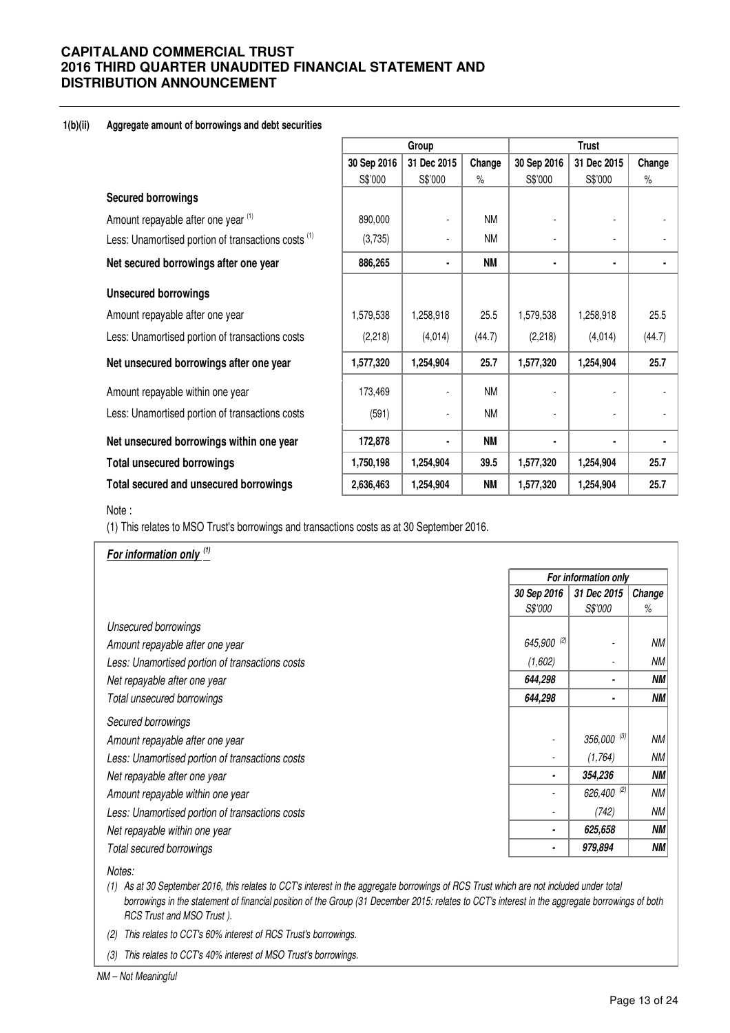#### 1(b)(ii) Aggregate amount of borrowings and debt securities

| | Group | | | Trust | | |
|---|---|---|---|---|---|---|
| | 30 Sep 2016 | 31 Dec 2015 | Change | 30 Sep 2016 | 31 Dec 2015 | Change |
| | S$'000 | S$'000 | % | S$'000 | S$'000 | % |
| **Secured borrowings** | | | | | | |
| Amount repayable after one year [(1)] | 890,000 | - | NM | - | - | - |
| Less: Unamortised portion of transactions costs [(1)] | (3,735) | - | NM | - | - | - |
| **Net secured borrowings after one year** | **886,265** | **-** | **NM** | **-** | **-** | **-** |
| **Unsecured borrowings** | | | | | | |
| Amount repayable after one year | 1,579,538 | 1,258,918 | 25.5 | 1,579,538 | 1,258,918 | 25.5 |
| Less: Unamortised portion of transactions costs | (2,218) | (4,014) | (44.7) | (2,218) | (4,014) | (44.7) |
| **Net unsecured borrowings after one year** | **1,577,320** | **1,254,904** | **25.7** | **1,577,320** | **1,254,904** | **25.7** |
| Amount repayable within one year | 173,469 | - | NM | - | - | - |
| Less: Unamortised portion of transactions costs | (591) | - | NM | - | - | - |
| **Net unsecured borrowings within one year** | **172,878** | **-** | **NM** | **-** | **-** | **-** |
| **Total unsecured borrowings** | **1,750,198** | **1,254,904** | **39.5** | **1,577,320** | **1,254,904** | **25.7** |
| **Total secured and unsecured borrowings** | **2,636,463** | **1,254,904** | **NM** | **1,577,320** | **1,254,904** | **25.7** |

Note :

(1) This relates to MSO Trust's borrowings and transactions costs as at 30 September 2016.

***For information only*** [(1)]

| | *For information only* | | |
|---|---|---|---|
| | *30 Sep 2016* | *31 Dec 2015* | *Change* |
| | *S$'000* | *S$'000* | *%* |
| *Unsecured borrowings* | | | |
| *Amount repayable after one year* | *645,900* [(2)] | - | *NM* |
| *Less: Unamortised portion of transactions costs* | *(1,602)* | - | *NM* |
| *Net repayable after one year* | ***644,298*** | **-** | ***NM*** |
| *Total unsecured borrowings* | ***644,298*** | **-** | ***NM*** |
| *Secured borrowings* | | | |
| *Amount repayable after one year* | - | *356,000* [(3)] | *NM* |
| *Less: Unamortised portion of transactions costs* | - | *(1,764)* | *NM* |
| *Net repayable after one year* | **-** | ***354,236*** | ***NM*** |
| *Amount repayable within one year* | - | *626,400* [(2)] | *NM* |
| *Less: Unamortised portion of transactions costs* | - | *(742)* | *NM* |
| *Net repayable within one year* | **-** | ***625,658*** | ***NM*** |
| *Total secured borrowings* | **-** | ***979,894*** | ***NM*** |

*Notes:*

*(1) As at 30 September 2016, this relates to CCT's interest in the aggregate borrowings of RCS Trust which are not included under total borrowings in the statement of financial position of the Group (31 December 2015: relates to CCT's interest in the aggregate borrowings of both RCS Trust and MSO Trust ).*

*(2) This relates to CCT's 60% interest of RCS Trust's borrowings.*

*(3) This relates to CCT's 40% interest of MSO Trust's borrowings.*

*NM – Not Meaningful*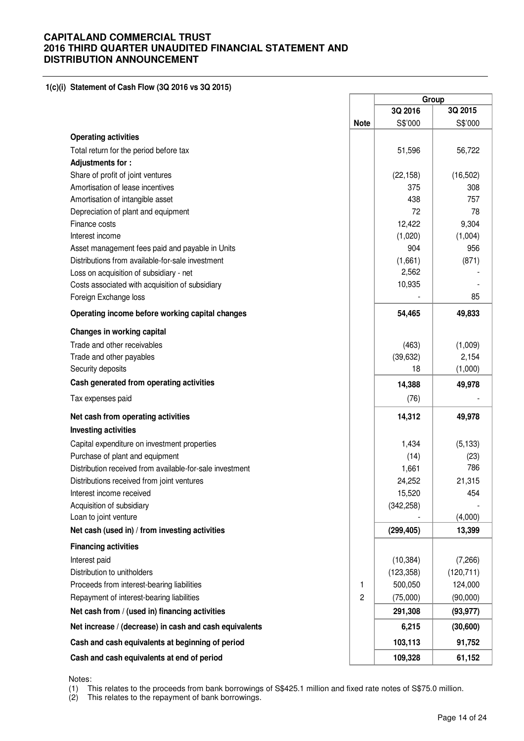**CAPITALAND COMMERCIAL TRUST**
**2016 THIRD QUARTER UNAUDITED FINANCIAL STATEMENT AND DISTRIBUTION ANNOUNCEMENT**

**1(c)(i) Statement of Cash Flow (3Q 2016 vs 3Q 2015)**

| | | Group | |
|---|---|---|---|
| | | 3Q 2016 | 3Q 2015 |
| | Note | S$'000 | S$'000 |
| **Operating activities** | | | |
| Total return for the period before tax | | 51,596 | 56,722 |
| **Adjustments for :** | | | |
| Share of profit of joint ventures | | (22,158) | (16,502) |
| Amortisation of lease incentives | | 375 | 308 |
| Amortisation of intangible asset | | 438 | 757 |
| Depreciation of plant and equipment | | 72 | 78 |
| Finance costs | | 12,422 | 9,304 |
| Interest income | | (1,020) | (1,004) |
| Asset management fees paid and payable in Units | | 904 | 956 |
| Distributions from available-for-sale investment | | (1,661) | (871) |
| Loss on acquisition of subsidiary - net | | 2,562 | - |
| Costs associated with acquisition of subsidiary | | 10,935 | - |
| Foreign Exchange loss | | - | 85 |
| **Operating income before working capital changes** | | **54,465** | **49,833** |
| **Changes in working capital** | | | |
| Trade and other receivables | | (463) | (1,009) |
| Trade and other payables | | (39,632) | 2,154 |
| Security deposits | | 18 | (1,000) |
| **Cash generated from operating activities** | | **14,388** | **49,978** |
| Tax expenses paid | | (76) | - |
| **Net cash from operating activities** | | **14,312** | **49,978** |
| **Investing activities** | | | |
| Capital expenditure on investment properties | | 1,434 | (5,133) |
| Purchase of plant and equipment | | (14) | (23) |
| Distribution received from available-for-sale investment | | 1,661 | 786 |
| Distributions received from joint ventures | | 24,252 | 21,315 |
| Interest income received | | 15,520 | 454 |
| Acquisition of subsidiary | | (342,258) | - |
| Loan to joint venture | | - | (4,000) |
| **Net cash (used in) / from investing activities** | | **(299,405)** | **13,399** |
| **Financing activities** | | | |
| Interest paid | | (10,384) | (7,266) |
| Distribution to unitholders | | (123,358) | (120,711) |
| Proceeds from interest-bearing liabilities | 1 | 500,050 | 124,000 |
| Repayment of interest-bearing liabilities | 2 | (75,000) | (90,000) |
| **Net cash from / (used in) financing activities** | | **291,308** | **(93,977)** |
| **Net increase / (decrease) in cash and cash equivalents** | | **6,215** | **(30,600)** |
| **Cash and cash equivalents at beginning of period** | | **103,113** | **91,752** |
| **Cash and cash equivalents at end of period** | | **109,328** | **61,152** |

Notes:

(1) This relates to the proceeds from bank borrowings of S$425.1 million and fixed rate notes of S$75.0 million.

(2) This relates to the repayment of bank borrowings.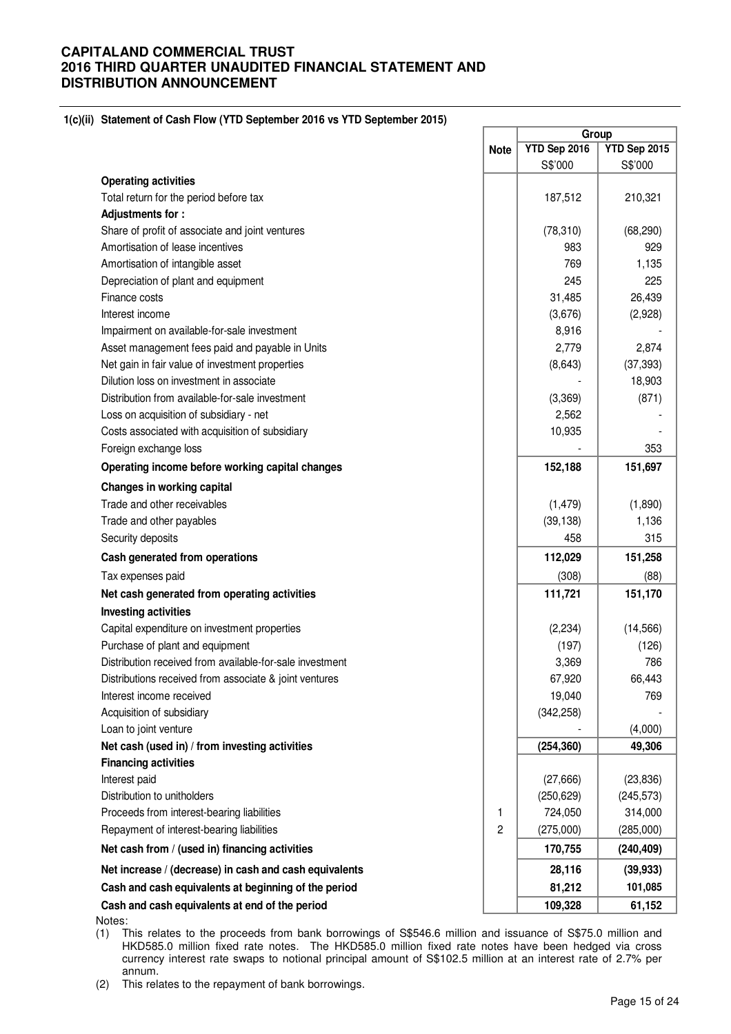# CAPITALAND COMMERCIAL TRUST
# 2016 THIRD QUARTER UNAUDITED FINANCIAL STATEMENT AND DISTRIBUTION ANNOUNCEMENT

### 1(c)(ii) Statement of Cash Flow (YTD September 2016 vs YTD September 2015)

| | Note | Group | |
|---|---|---|---|
| | | YTD Sep 2016 | YTD Sep 2015 |
| | | S$'000 | S$'000 |
| **Operating activities** | | | |
| Total return for the period before tax | | 187,512 | 210,321 |
| **Adjustments for :** | | | |
| Share of profit of associate and joint ventures | | (78,310) | (68,290) |
| Amortisation of lease incentives | | 983 | 929 |
| Amortisation of intangible asset | | 769 | 1,135 |
| Depreciation of plant and equipment | | 245 | 225 |
| Finance costs | | 31,485 | 26,439 |
| Interest income | | (3,676) | (2,928) |
| Impairment on available-for-sale investment | | 8,916 | - |
| Asset management fees paid and payable in Units | | 2,779 | 2,874 |
| Net gain in fair value of investment properties | | (8,643) | (37,393) |
| Dilution loss on investment in associate | | - | 18,903 |
| Distribution from available-for-sale investment | | (3,369) | (871) |
| Loss on acquisition of subsidiary - net | | 2,562 | - |
| Costs associated with acquisition of subsidiary | | 10,935 | - |
| Foreign exchange loss | | - | 353 |
| **Operating income before working capital changes** | | **152,188** | **151,697** |
| **Changes in working capital** | | | |
| Trade and other receivables | | (1,479) | (1,890) |
| Trade and other payables | | (39,138) | 1,136 |
| Security deposits | | 458 | 315 |
| **Cash generated from operations** | | **112,029** | **151,258** |
| Tax expenses paid | | (308) | (88) |
| **Net cash generated from operating activities** | | **111,721** | **151,170** |
| **Investing activities** | | | |
| Capital expenditure on investment properties | | (2,234) | (14,566) |
| Purchase of plant and equipment | | (197) | (126) |
| Distribution received from available-for-sale investment | | 3,369 | 786 |
| Distributions received from associate & joint ventures | | 67,920 | 66,443 |
| Interest income received | | 19,040 | 769 |
| Acquisition of subsidiary | | (342,258) | - |
| Loan to joint venture | | - | (4,000) |
| **Net cash (used in) / from investing activities** | | **(254,360)** | **49,306** |
| **Financing activities** | | | |
| Interest paid | | (27,666) | (23,836) |
| Distribution to unitholders | | (250,629) | (245,573) |
| Proceeds from interest-bearing liabilities | 1 | 724,050 | 314,000 |
| Repayment of interest-bearing liabilities | 2 | (275,000) | (285,000) |
| **Net cash from / (used in) financing activities** | | **170,755** | **(240,409)** |
| **Net increase / (decrease) in cash and cash equivalents** | | **28,116** | **(39,933)** |
| **Cash and cash equivalents at beginning of the period** | | **81,212** | **101,085** |
| **Cash and cash equivalents at end of the period** | | **109,328** | **61,152** |

Notes:

(1) This relates to the proceeds from bank borrowings of S$546.6 million and issuance of S$75.0 million and HKD585.0 million fixed rate notes. The HKD585.0 million fixed rate notes have been hedged via cross currency interest rate swaps to notional principal amount of S$102.5 million at an interest rate of 2.7% per annum.

(2) This relates to the repayment of bank borrowings.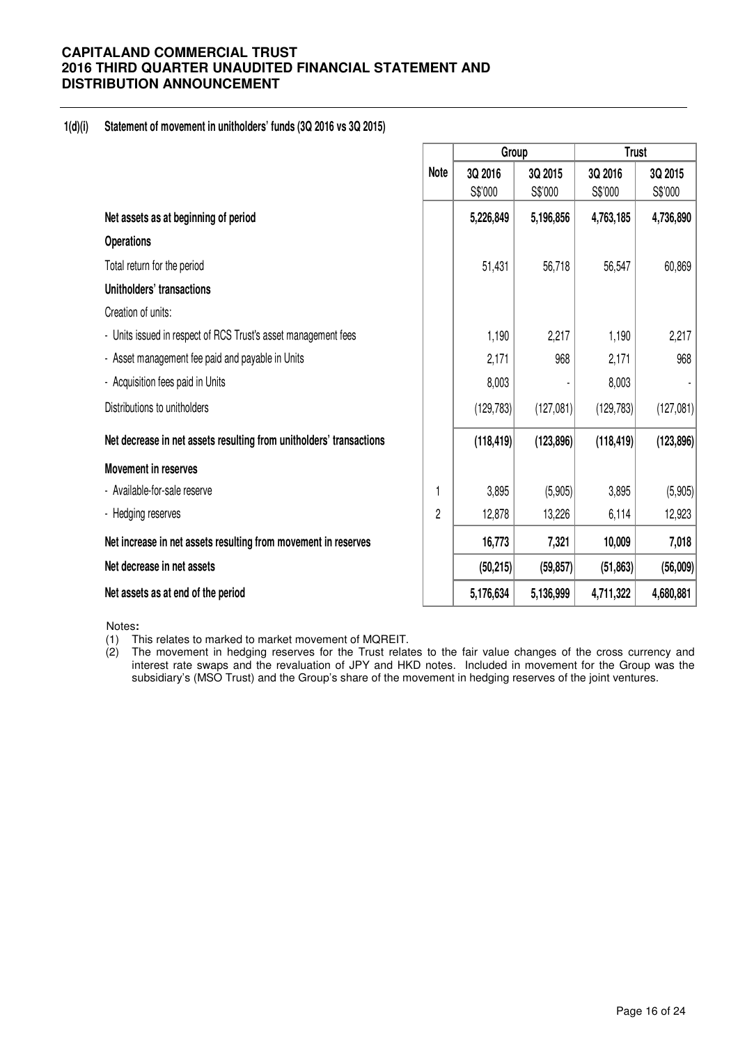### 1(d)(i) Statement of movement in unitholders' funds (3Q 2016 vs 3Q 2015)

| | Note | Group | | Trust | |
|---|---|---|---|---|---|
| | | 3Q 2016 | 3Q 2015 | 3Q 2016 | 3Q 2015 |
| | | S$'000 | S$'000 | S$'000 | S$'000 |
| **Net assets as at beginning of period** | | **5,226,849** | **5,196,856** | **4,763,185** | **4,736,890** |
| **Operations** | | | | | |
| Total return for the period | | 51,431 | 56,718 | 56,547 | 60,869 |
| **Unitholders' transactions** | | | | | |
| Creation of units: | | | | | |
| - Units issued in respect of RCS Trust's asset management fees | | 1,190 | 2,217 | 1,190 | 2,217 |
| - Asset management fee paid and payable in Units | | 2,171 | 968 | 2,171 | 968 |
| - Acquisition fees paid in Units | | 8,003 | - | 8,003 | - |
| Distributions to unitholders | | (129,783) | (127,081) | (129,783) | (127,081) |
| **Net decrease in net assets resulting from unitholders' transactions** | | **(118,419)** | **(123,896)** | **(118,419)** | **(123,896)** |
| **Movement in reserves** | | | | | |
| - Available-for-sale reserve | 1 | 3,895 | (5,905) | 3,895 | (5,905) |
| - Hedging reserves | 2 | 12,878 | 13,226 | 6,114 | 12,923 |
| **Net increase in net assets resulting from movement in reserves** | | **16,773** | **7,321** | **10,009** | **7,018** |
| **Net decrease in net assets** | | **(50,215)** | **(59,857)** | **(51,863)** | **(56,009)** |
| **Net assets as at end of the period** | | **5,176,634** | **5,136,999** | **4,711,322** | **4,680,881** |

Notes:

(1) This relates to marked to market movement of MQREIT.

(2) The movement in hedging reserves for the Trust relates to the fair value changes of the cross currency and interest rate swaps and the revaluation of JPY and HKD notes. Included in movement for the Group was the subsidiary's (MSO Trust) and the Group's share of the movement in hedging reserves of the joint ventures.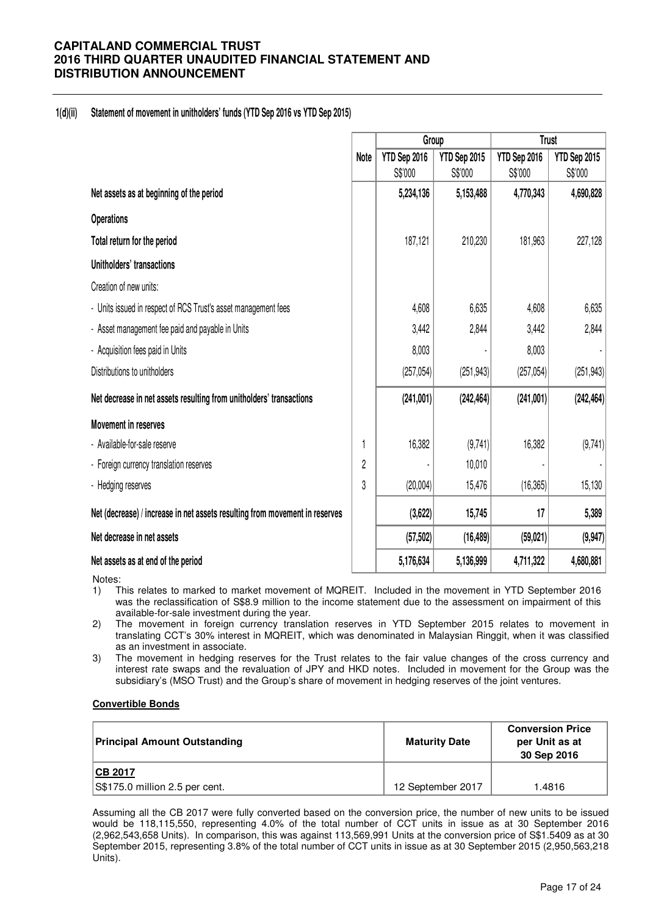### 1(d)(ii) Statement of movement in unitholders' funds (YTD Sep 2016 vs YTD Sep 2015)

| | Note | Group | | Trust | |
|---|---|---|---|---|---|
| | | YTD Sep 2016 S$'000 | YTD Sep 2015 S$'000 | YTD Sep 2016 S$'000 | YTD Sep 2015 S$'000 |
| **Net assets as at beginning of the period** | | **5,234,136** | **5,153,488** | **4,770,343** | **4,690,828** |
| **Operations** | | | | | |
| **Total return for the period** | | 187,121 | 210,230 | 181,963 | 227,128 |
| **Unitholders' transactions** | | | | | |
| Creation of new units: | | | | | |
| - Units issued in respect of RCS Trust's asset management fees | | 4,608 | 6,635 | 4,608 | 6,635 |
| - Asset management fee paid and payable in Units | | 3,442 | 2,844 | 3,442 | 2,844 |
| - Acquisition fees paid in Units | | 8,003 | - | 8,003 | - |
| Distributions to unitholders | | (257,054) | (251,943) | (257,054) | (251,943) |
| **Net decrease in net assets resulting from unitholders' transactions** | | **(241,001)** | **(242,464)** | **(241,001)** | **(242,464)** |
| **Movement in reserves** | | | | | |
| - Available-for-sale reserve | 1 | 16,382 | (9,741) | 16,382 | (9,741) |
| - Foreign currency translation reserves | 2 | - | 10,010 | - | - |
| - Hedging reserves | 3 | (20,004) | 15,476 | (16,365) | 15,130 |
| **Net (decrease) / increase in net assets resulting from movement in reserves** | | **(3,622)** | **15,745** | **17** | **5,389** |
| **Net decrease in net assets** | | **(57,502)** | **(16,489)** | **(59,021)** | **(9,947)** |
| **Net assets as at end of the period** | | **5,176,634** | **5,136,999** | **4,711,322** | **4,680,881** |

Notes:

1) This relates to marked to market movement of MQREIT. Included in the movement in YTD September 2016 was the reclassification of S$8.9 million to the income statement due to the assessment on impairment of this available-for-sale investment during the year.
2) The movement in foreign currency translation reserves in YTD September 2015 relates to movement in translating CCT's 30% interest in MQREIT, which was denominated in Malaysian Ringgit, when it was classified as an investment in associate.
3) The movement in hedging reserves for the Trust relates to the fair value changes of the cross currency and interest rate swaps and the revaluation of JPY and HKD notes. Included in movement for the Group was the subsidiary's (MSO Trust) and the Group's share of movement in hedging reserves of the joint ventures.

**Convertible Bonds**

| Principal Amount Outstanding | Maturity Date | Conversion Price per Unit as at 30 Sep 2016 |
|---|---|---|
| **CB 2017** | | |
| S$175.0 million 2.5 per cent. | 12 September 2017 | 1.4816 |

Assuming all the CB 2017 were fully converted based on the conversion price, the number of new units to be issued would be 118,115,550, representing 4.0% of the total number of CCT units in issue as at 30 September 2016 (2,962,543,658 Units). In comparison, this was against 113,569,991 Units at the conversion price of S$1.5409 as at 30 September 2015, representing 3.8% of the total number of CCT units in issue as at 30 September 2015 (2,950,563,218 Units).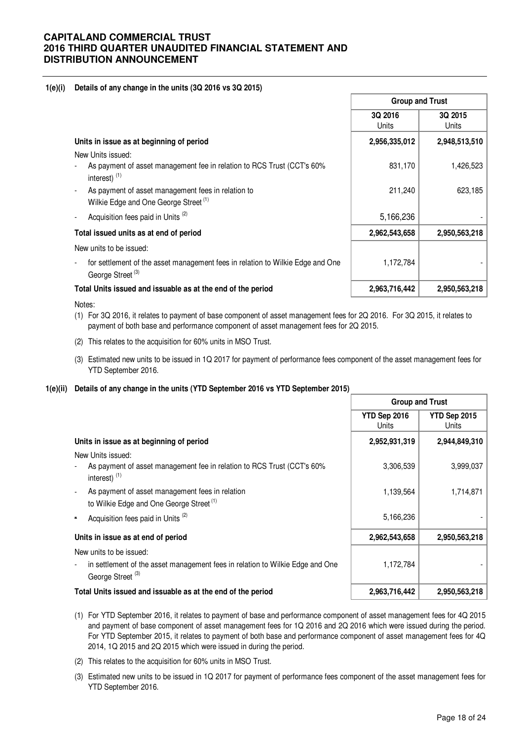**1(e)(i) Details of any change in the units (3Q 2016 vs 3Q 2015)**

| | Group and Trust | |
|---|---|---|
| | 3Q 2016 Units | 3Q 2015 Units |
| **Units in issue as at beginning of period** | **2,956,335,012** | **2,948,513,510** |
| New Units issued: | | |
| - As payment of asset management fee in relation to RCS Trust (CCT's 60% interest) [(1)] | 831,170 | 1,426,523 |
| - As payment of asset management fees in relation to Wilkie Edge and One George Street [(1)] | 211,240 | 623,185 |
| - Acquisition fees paid in Units [(2)] | 5,166,236 | - |
| **Total issued units as at end of period** | **2,962,543,658** | **2,950,563,218** |
| New units to be issued: | | |
| - for settlement of the asset management fees in relation to Wilkie Edge and One George Street [(3)] | 1,172,784 | - |
| **Total Units issued and issuable as at the end of the period** | **2,963,716,442** | **2,950,563,218** |

Notes:

(1) For 3Q 2016, it relates to payment of base component of asset management fees for 2Q 2016. For 3Q 2015, it relates to payment of both base and performance component of asset management fees for 2Q 2015.

(2) This relates to the acquisition for 60% units in MSO Trust.

(3) Estimated new units to be issued in 1Q 2017 for payment of performance fees component of the asset management fees for YTD September 2016.

**1(e)(ii) Details of any change in the units (YTD September 2016 vs YTD September 2015)**

| | Group and Trust | |
|---|---|---|
| | YTD Sep 2016 Units | YTD Sep 2015 Units |
| **Units in issue as at beginning of period** | **2,952,931,319** | **2,944,849,310** |
| New Units issued: | | |
| - As payment of asset management fee in relation to RCS Trust (CCT's 60% interest) [(1)] | 3,306,539 | 3,999,037 |
| - As payment of asset management fees in relation to Wilkie Edge and One George Street [(1)] | 1,139,564 | 1,714,871 |
| - Acquisition fees paid in Units [(2)] | 5,166,236 | - |
| **Units in issue as at end of period** | **2,962,543,658** | **2,950,563,218** |
| New units to be issued: | | |
| - in settlement of the asset management fees in relation to Wilkie Edge and One George Street [(3)] | 1,172,784 | - |
| **Total Units issued and issuable as at the end of the period** | **2,963,716,442** | **2,950,563,218** |

(1) For YTD September 2016, it relates to payment of base and performance component of asset management fees for 4Q 2015 and payment of base component of asset management fees for 1Q 2016 and 2Q 2016 which were issued during the period. For YTD September 2015, it relates to payment of both base and performance component of asset management fees for 4Q 2014, 1Q 2015 and 2Q 2015 which were issued in during the period.

(2) This relates to the acquisition for 60% units in MSO Trust.

(3) Estimated new units to be issued in 1Q 2017 for payment of performance fees component of the asset management fees for YTD September 2016.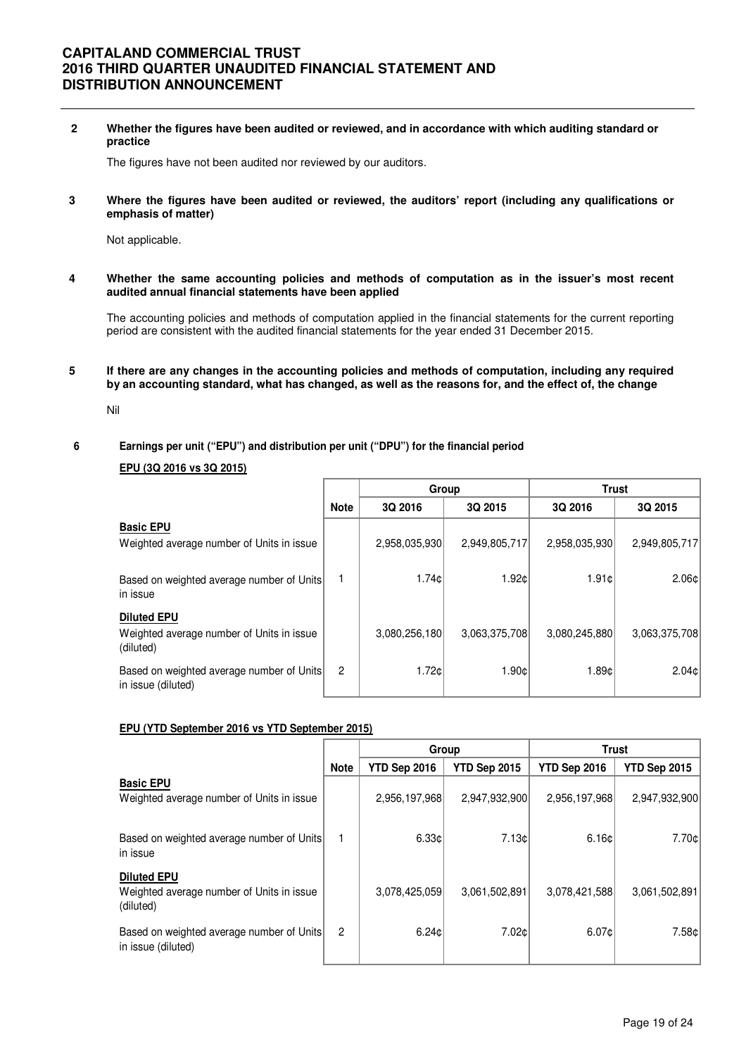**2 Whether the figures have been audited or reviewed, and in accordance with which auditing standard or practice**

The figures have not been audited nor reviewed by our auditors.

**3 Where the figures have been audited or reviewed, the auditors' report (including any qualifications or emphasis of matter)**

Not applicable.

**4 Whether the same accounting policies and methods of computation as in the issuer's most recent audited annual financial statements have been applied**

The accounting policies and methods of computation applied in the financial statements for the current reporting period are consistent with the audited financial statements for the year ended 31 December 2015.

**5 If there are any changes in the accounting policies and methods of computation, including any required by an accounting standard, what has changed, as well as the reasons for, and the effect of, the change**

Nil

**6 Earnings per unit ("EPU") and distribution per unit ("DPU") for the financial period**

**EPU (3Q 2016 vs 3Q 2015)**

| | | Group | | Trust | |
|---|---|---|---|---|---|
| | **Note** | **3Q 2016** | **3Q 2015** | **3Q 2016** | **3Q 2015** |
| **Basic EPU** | | | | | |
| Weighted average number of Units in issue | | 2,958,035,930 | 2,949,805,717 | 2,958,035,930 | 2,949,805,717 |
| Based on weighted average number of Units in issue | 1 | 1.74¢ | 1.92¢ | 1.91¢ | 2.06¢ |
| **Diluted EPU** | | | | | |
| Weighted average number of Units in issue (diluted) | | 3,080,256,180 | 3,063,375,708 | 3,080,245,880 | 3,063,375,708 |
| Based on weighted average number of Units in issue (diluted) | 2 | 1.72¢ | 1.90¢ | 1.89¢ | 2.04¢ |

**EPU (YTD September 2016 vs YTD September 2015)**

| | | Group | | Trust | |
|---|---|---|---|---|---|
| | **Note** | **YTD Sep 2016** | **YTD Sep 2015** | **YTD Sep 2016** | **YTD Sep 2015** |
| **Basic EPU** | | | | | |
| Weighted average number of Units in issue | | 2,956,197,968 | 2,947,932,900 | 2,956,197,968 | 2,947,932,900 |
| Based on weighted average number of Units in issue | 1 | 6.33¢ | 7.13¢ | 6.16¢ | 7.70¢ |
| **Diluted EPU** | | | | | |
| Weighted average number of Units in issue (diluted) | | 3,078,425,059 | 3,061,502,891 | 3,078,421,588 | 3,061,502,891 |
| Based on weighted average number of Units in issue (diluted) | 2 | 6.24¢ | 7.02¢ | 6.07¢ | 7.58¢ |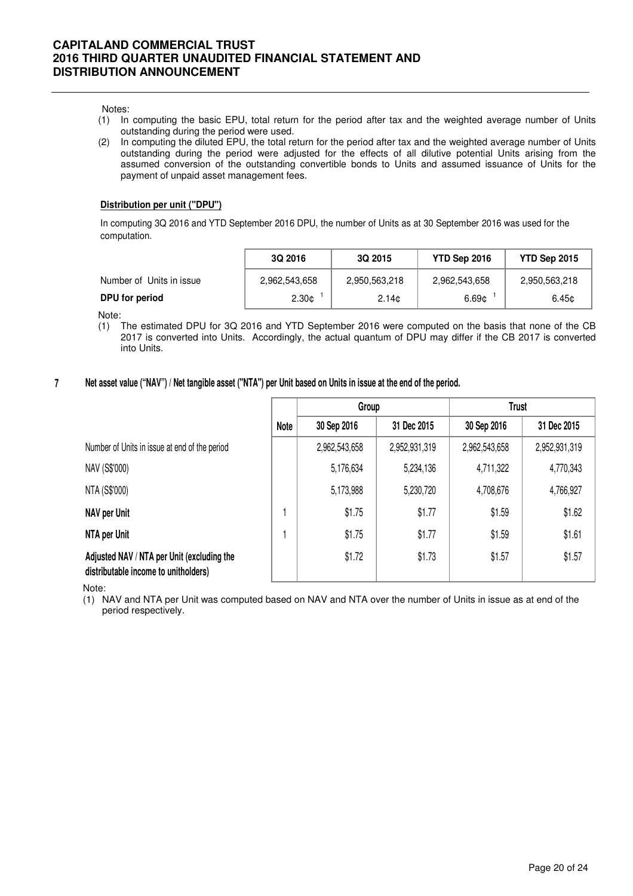Notes:

(1) In computing the basic EPU, total return for the period after tax and the weighted average number of Units outstanding during the period were used.

(2) In computing the diluted EPU, the total return for the period after tax and the weighted average number of Units outstanding during the period were adjusted for the effects of all dilutive potential Units arising from the assumed conversion of the outstanding convertible bonds to Units and assumed issuance of Units for the payment of unpaid asset management fees.

**Distribution per unit ("DPU")**

In computing 3Q 2016 and YTD September 2016 DPU, the number of Units as at 30 September 2016 was used for the computation.

| | 3Q 2016 | 3Q 2015 | YTD Sep 2016 | YTD Sep 2015 |
|---|---|---|---|---|
| Number of Units in issue | 2,962,543,658 | 2,950,563,218 | 2,962,543,658 | 2,950,563,218 |
| **DPU for period** | 2.30¢ [1] | 2.14¢ | 6.69¢ [1] | 6.45¢ |

Note:

(1) The estimated DPU for 3Q 2016 and YTD September 2016 were computed on the basis that none of the CB 2017 is converted into Units. Accordingly, the actual quantum of DPU may differ if the CB 2017 is converted into Units.

## 7 Net asset value ("NAV") / Net tangible asset ("NTA") per Unit based on Units in issue at the end of the period.

| | Note | Group | | Trust | |
|---|---|---|---|---|---|
| | | 30 Sep 2016 | 31 Dec 2015 | 30 Sep 2016 | 31 Dec 2015 |
| Number of Units in issue at end of the period | | 2,962,543,658 | 2,952,931,319 | 2,962,543,658 | 2,952,931,319 |
| NAV (S$'000) | | 5,176,634 | 5,234,136 | 4,711,322 | 4,770,343 |
| NTA (S$'000) | | 5,173,988 | 5,230,720 | 4,708,676 | 4,766,927 |
| **NAV per Unit** | 1 | $1.75 | $1.77 | $1.59 | $1.62 |
| **NTA per Unit** | 1 | $1.75 | $1.77 | $1.59 | $1.61 |
| **Adjusted NAV / NTA per Unit (excluding the distributable income to unitholders)** | | $1.72 | $1.73 | $1.57 | $1.57 |

Note:

(1) NAV and NTA per Unit was computed based on NAV and NTA over the number of Units in issue as at end of the period respectively.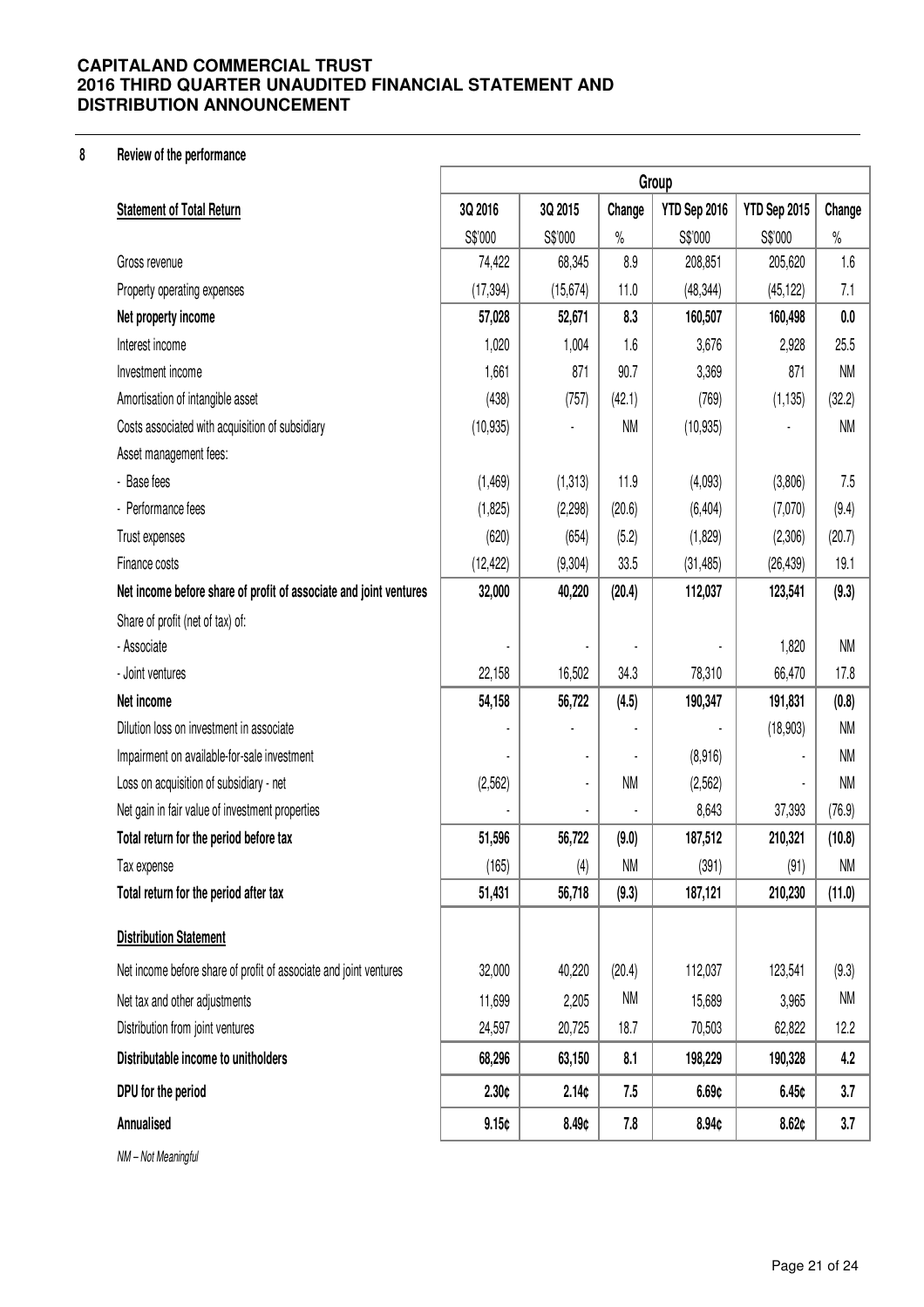## 8 Review of the performance

| | Group | | | | | |
|---|---|---|---|---|---|---|
| **Statement of Total Return** | **3Q 2016** | **3Q 2015** | **Change** | **YTD Sep 2016** | **YTD Sep 2015** | **Change** |
| | S$'000 | S$'000 | % | S$'000 | S$'000 | % |
| Gross revenue | 74,422 | 68,345 | 8.9 | 208,851 | 205,620 | 1.6 |
| Property operating expenses | (17,394) | (15,674) | 11.0 | (48,344) | (45,122) | 7.1 |
| **Net property income** | **57,028** | **52,671** | **8.3** | **160,507** | **160,498** | **0.0** |
| Interest income | 1,020 | 1,004 | 1.6 | 3,676 | 2,928 | 25.5 |
| Investment income | 1,661 | 871 | 90.7 | 3,369 | 871 | NM |
| Amortisation of intangible asset | (438) | (757) | (42.1) | (769) | (1,135) | (32.2) |
| Costs associated with acquisition of subsidiary | (10,935) | - | NM | (10,935) | - | NM |
| Asset management fees: | | | | | | |
| - Base fees | (1,469) | (1,313) | 11.9 | (4,093) | (3,806) | 7.5 |
| - Performance fees | (1,825) | (2,298) | (20.6) | (6,404) | (7,070) | (9.4) |
| Trust expenses | (620) | (654) | (5.2) | (1,829) | (2,306) | (20.7) |
| Finance costs | (12,422) | (9,304) | 33.5 | (31,485) | (26,439) | 19.1 |
| **Net income before share of profit of associate and joint ventures** | **32,000** | **40,220** | **(20.4)** | **112,037** | **123,541** | **(9.3)** |
| Share of profit (net of tax) of: | | | | | | |
| - Associate | - | - | - | - | 1,820 | NM |
| - Joint ventures | 22,158 | 16,502 | 34.3 | 78,310 | 66,470 | 17.8 |
| **Net income** | **54,158** | **56,722** | **(4.5)** | **190,347** | **191,831** | **(0.8)** |
| Dilution loss on investment in associate | - | - | - | - | (18,903) | NM |
| Impairment on available-for-sale investment | - | - | - | (8,916) | - | NM |
| Loss on acquisition of subsidiary - net | (2,562) | - | NM | (2,562) | - | NM |
| Net gain in fair value of investment properties | - | - | - | 8,643 | 37,393 | (76.9) |
| **Total return for the period before tax** | **51,596** | **56,722** | **(9.0)** | **187,512** | **210,321** | **(10.8)** |
| Tax expense | (165) | (4) | NM | (391) | (91) | NM |
| **Total return for the period after tax** | **51,431** | **56,718** | **(9.3)** | **187,121** | **210,230** | **(11.0)** |
| **Distribution Statement** | | | | | | |
| Net income before share of profit of associate and joint ventures | 32,000 | 40,220 | (20.4) | 112,037 | 123,541 | (9.3) |
| Net tax and other adjustments | 11,699 | 2,205 | NM | 15,689 | 3,965 | NM |
| Distribution from joint ventures | 24,597 | 20,725 | 18.7 | 70,503 | 62,822 | 12.2 |
| **Distributable income to unitholders** | **68,296** | **63,150** | **8.1** | **198,229** | **190,328** | **4.2** |
| **DPU for the period** | **2.30¢** | **2.14¢** | **7.5** | **6.69¢** | **6.45¢** | **3.7** |
| **Annualised** | **9.15¢** | **8.49¢** | **7.8** | **8.94¢** | **8.62¢** | **3.7** |

*NM – Not Meaningful*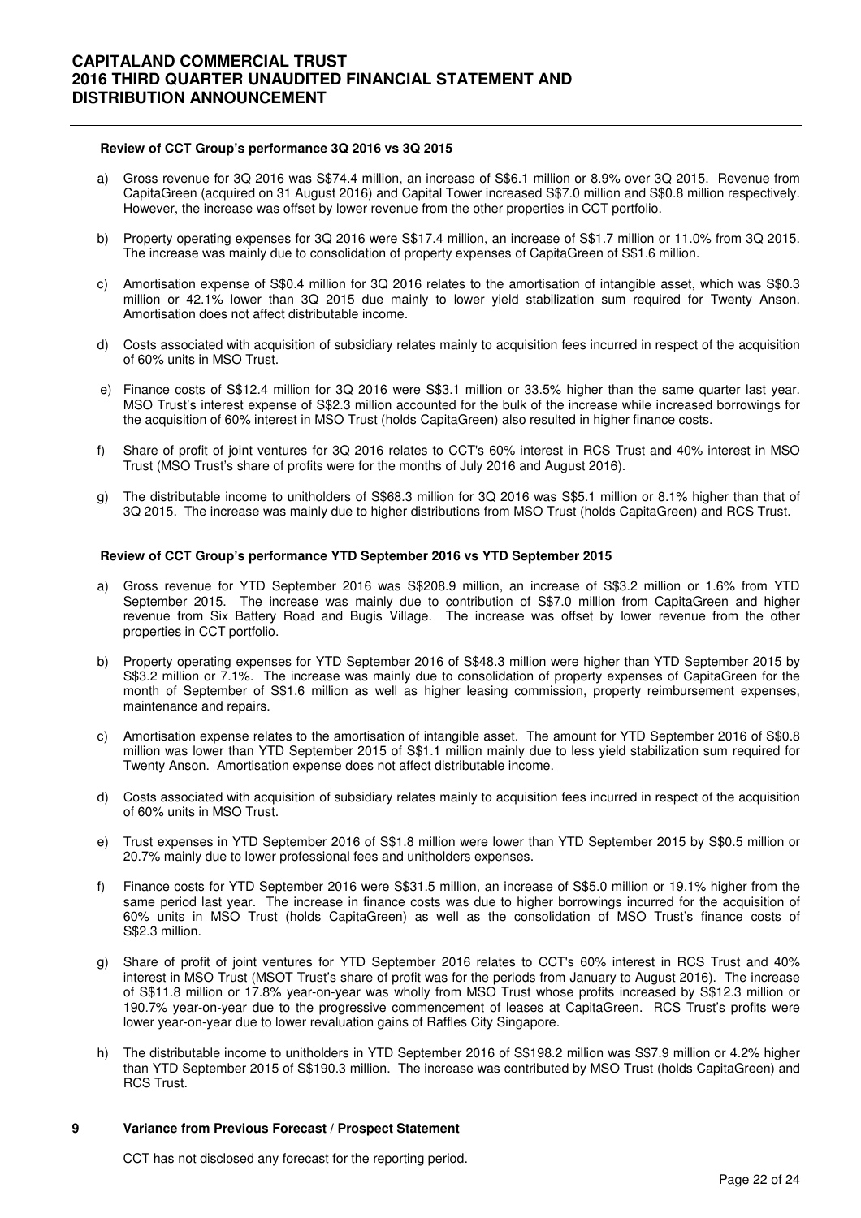**Review of CCT Group's performance 3Q 2016 vs 3Q 2015**

a) Gross revenue for 3Q 2016 was S$74.4 million, an increase of S$6.1 million or 8.9% over 3Q 2015. Revenue from CapitaGreen (acquired on 31 August 2016) and Capital Tower increased S$7.0 million and S$0.8 million respectively. However, the increase was offset by lower revenue from the other properties in CCT portfolio.

b) Property operating expenses for 3Q 2016 were S$17.4 million, an increase of S$1.7 million or 11.0% from 3Q 2015. The increase was mainly due to consolidation of property expenses of CapitaGreen of S$1.6 million.

c) Amortisation expense of S$0.4 million for 3Q 2016 relates to the amortisation of intangible asset, which was S$0.3 million or 42.1% lower than 3Q 2015 due mainly to lower yield stabilization sum required for Twenty Anson. Amortisation does not affect distributable income.

d) Costs associated with acquisition of subsidiary relates mainly to acquisition fees incurred in respect of the acquisition of 60% units in MSO Trust.

e) Finance costs of S$12.4 million for 3Q 2016 were S$3.1 million or 33.5% higher than the same quarter last year. MSO Trust's interest expense of S$2.3 million accounted for the bulk of the increase while increased borrowings for the acquisition of 60% interest in MSO Trust (holds CapitaGreen) also resulted in higher finance costs.

f) Share of profit of joint ventures for 3Q 2016 relates to CCT's 60% interest in RCS Trust and 40% interest in MSO Trust (MSO Trust's share of profits were for the months of July 2016 and August 2016).

g) The distributable income to unitholders of S$68.3 million for 3Q 2016 was S$5.1 million or 8.1% higher than that of 3Q 2015. The increase was mainly due to higher distributions from MSO Trust (holds CapitaGreen) and RCS Trust.

**Review of CCT Group's performance YTD September 2016 vs YTD September 2015**

a) Gross revenue for YTD September 2016 was S$208.9 million, an increase of S$3.2 million or 1.6% from YTD September 2015. The increase was mainly due to contribution of S$7.0 million from CapitaGreen and higher revenue from Six Battery Road and Bugis Village. The increase was offset by lower revenue from the other properties in CCT portfolio.

b) Property operating expenses for YTD September 2016 of S$48.3 million were higher than YTD September 2015 by S$3.2 million or 7.1%. The increase was mainly due to consolidation of property expenses of CapitaGreen for the month of September of S$1.6 million as well as higher leasing commission, property reimbursement expenses, maintenance and repairs.

c) Amortisation expense relates to the amortisation of intangible asset. The amount for YTD September 2016 of S$0.8 million was lower than YTD September 2015 of S$1.1 million mainly due to less yield stabilization sum required for Twenty Anson. Amortisation expense does not affect distributable income.

d) Costs associated with acquisition of subsidiary relates mainly to acquisition fees incurred in respect of the acquisition of 60% units in MSO Trust.

e) Trust expenses in YTD September 2016 of S$1.8 million were lower than YTD September 2015 by S$0.5 million or 20.7% mainly due to lower professional fees and unitholders expenses.

f) Finance costs for YTD September 2016 were S$31.5 million, an increase of S$5.0 million or 19.1% higher from the same period last year. The increase in finance costs was due to higher borrowings incurred for the acquisition of 60% units in MSO Trust (holds CapitaGreen) as well as the consolidation of MSO Trust's finance costs of S$2.3 million.

g) Share of profit of joint ventures for YTD September 2016 relates to CCT's 60% interest in RCS Trust and 40% interest in MSO Trust (MSOT Trust's share of profit was for the periods from January to August 2016). The increase of S$11.8 million or 17.8% year-on-year was wholly from MSO Trust whose profits increased by S$12.3 million or 190.7% year-on-year due to the progressive commencement of leases at CapitaGreen. RCS Trust's profits were lower year-on-year due to lower revaluation gains of Raffles City Singapore.

h) The distributable income to unitholders in YTD September 2016 of S$198.2 million was S$7.9 million or 4.2% higher than YTD September 2015 of S$190.3 million. The increase was contributed by MSO Trust (holds CapitaGreen) and RCS Trust.

## 9 Variance from Previous Forecast / Prospect Statement

CCT has not disclosed any forecast for the reporting period.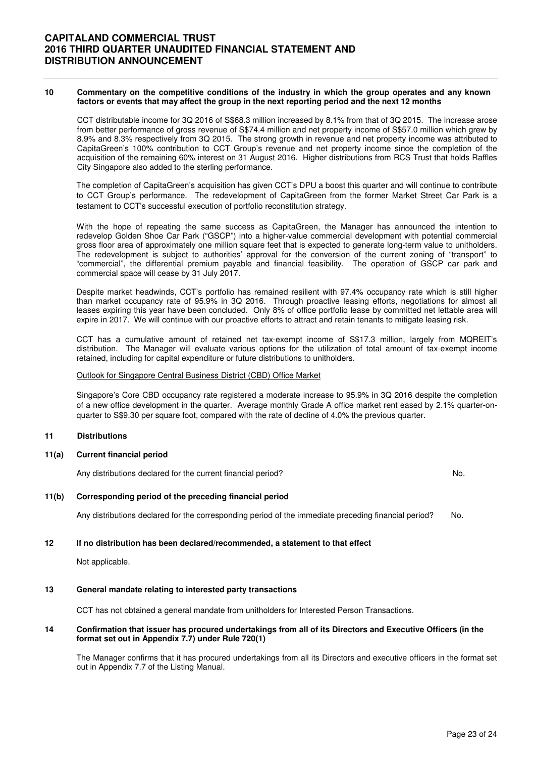## 10 Commentary on the competitive conditions of the industry in which the group operates and any known factors or events that may affect the group in the next reporting period and the next 12 months

CCT distributable income for 3Q 2016 of S$68.3 million increased by 8.1% from that of 3Q 2015. The increase arose from better performance of gross revenue of S$74.4 million and net property income of S$57.0 million which grew by 8.9% and 8.3% respectively from 3Q 2015. The strong growth in revenue and net property income was attributed to CapitaGreen's 100% contribution to CCT Group's revenue and net property income since the completion of the acquisition of the remaining 60% interest on 31 August 2016. Higher distributions from RCS Trust that holds Raffles City Singapore also added to the sterling performance.

The completion of CapitaGreen's acquisition has given CCT's DPU a boost this quarter and will continue to contribute to CCT Group's performance. The redevelopment of CapitaGreen from the former Market Street Car Park is a testament to CCT's successful execution of portfolio reconstitution strategy.

With the hope of repeating the same success as CapitaGreen, the Manager has announced the intention to redevelop Golden Shoe Car Park ("GSCP") into a higher-value commercial development with potential commercial gross floor area of approximately one million square feet that is expected to generate long-term value to unitholders. The redevelopment is subject to authorities' approval for the conversion of the current zoning of "transport" to "commercial", the differential premium payable and financial feasibility. The operation of GSCP car park and commercial space will cease by 31 July 2017.

Despite market headwinds, CCT's portfolio has remained resilient with 97.4% occupancy rate which is still higher than market occupancy rate of 95.9% in 3Q 2016. Through proactive leasing efforts, negotiations for almost all leases expiring this year have been concluded. Only 8% of office portfolio lease by committed net lettable area will expire in 2017. We will continue with our proactive efforts to attract and retain tenants to mitigate leasing risk.

CCT has a cumulative amount of retained net tax-exempt income of S$17.3 million, largely from MQREIT's distribution. The Manager will evaluate various options for the utilization of total amount of tax-exempt income retained, including for capital expenditure or future distributions to unitholders.

Outlook for Singapore Central Business District (CBD) Office Market

Singapore's Core CBD occupancy rate registered a moderate increase to 95.9% in 3Q 2016 despite the completion of a new office development in the quarter. Average monthly Grade A office market rent eased by 2.1% quarter-on-quarter to S$9.30 per square foot, compared with the rate of decline of 4.0% the previous quarter.

## 11 Distributions

### 11(a) Current financial period

Any distributions declared for the current financial period? No.

### 11(b) Corresponding period of the preceding financial period

Any distributions declared for the corresponding period of the immediate preceding financial period? No.

## 12 If no distribution has been declared/recommended, a statement to that effect

Not applicable.

## 13 General mandate relating to interested party transactions

CCT has not obtained a general mandate from unitholders for Interested Person Transactions.

## 14 Confirmation that issuer has procured undertakings from all of its Directors and Executive Officers (in the format set out in Appendix 7.7) under Rule 720(1)

The Manager confirms that it has procured undertakings from all its Directors and executive officers in the format set out in Appendix 7.7 of the Listing Manual.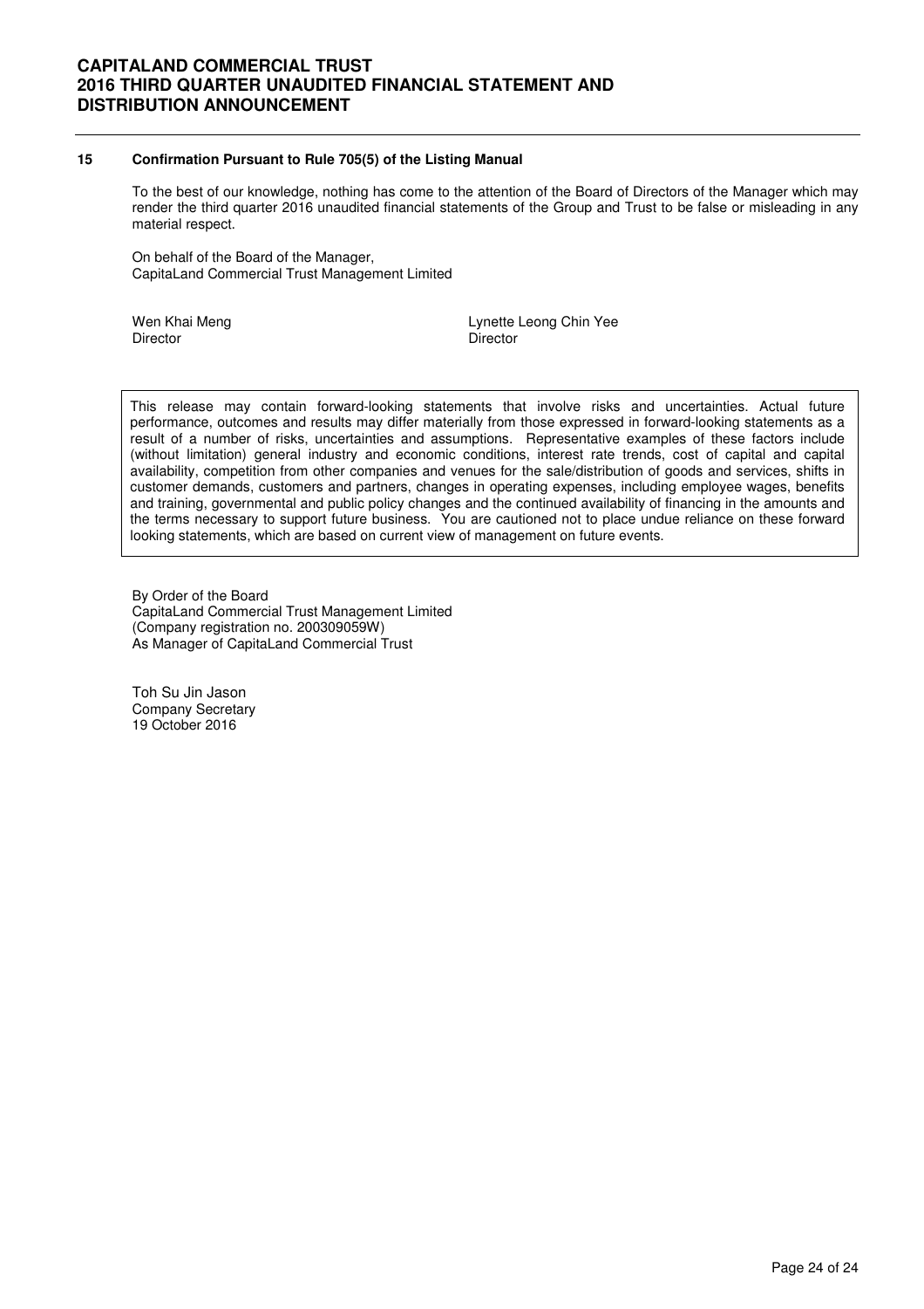## 15 Confirmation Pursuant to Rule 705(5) of the Listing Manual

To the best of our knowledge, nothing has come to the attention of the Board of Directors of the Manager which may render the third quarter 2016 unaudited financial statements of the Group and Trust to be false or misleading in any material respect.

On behalf of the Board of the Manager,
CapitaLand Commercial Trust Management Limited

| | |
|---|---|
| Wen Khai Meng | Lynette Leong Chin Yee |
| Director | Director |

This release may contain forward-looking statements that involve risks and uncertainties. Actual future performance, outcomes and results may differ materially from those expressed in forward-looking statements as a result of a number of risks, uncertainties and assumptions. Representative examples of these factors include (without limitation) general industry and economic conditions, interest rate trends, cost of capital and capital availability, competition from other companies and venues for the sale/distribution of goods and services, shifts in customer demands, customers and partners, changes in operating expenses, including employee wages, benefits and training, governmental and public policy changes and the continued availability of financing in the amounts and the terms necessary to support future business. You are cautioned not to place undue reliance on these forward looking statements, which are based on current view of management on future events.

By Order of the Board
CapitaLand Commercial Trust Management Limited
(Company registration no. 200309059W)
As Manager of CapitaLand Commercial Trust

Toh Su Jin Jason
Company Secretary
19 October 2016